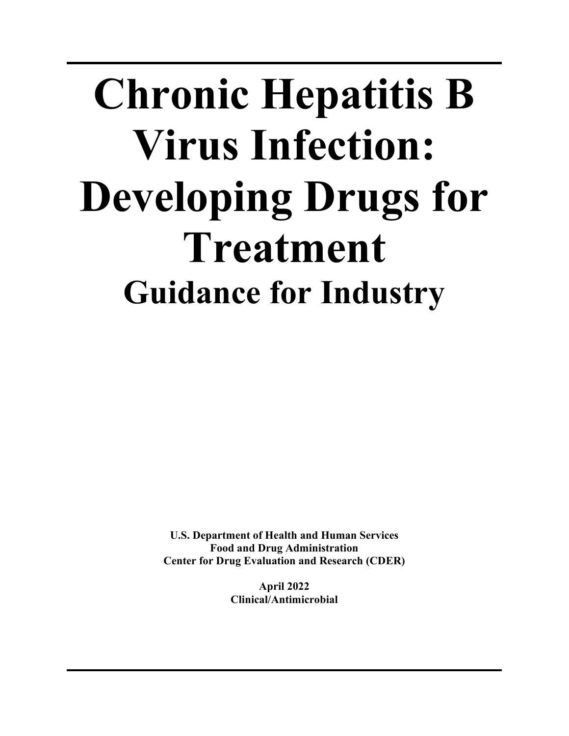# Chronic Hepatitis B Virus Infection: Developing Drugs for Treatment

## Guidance for Industry

**U.S. Department of Health and Human Services**
**Food and Drug Administration**
**Center for Drug Evaluation and Research (CDER)**

**April 2022**
**Clinical/Antimicrobial**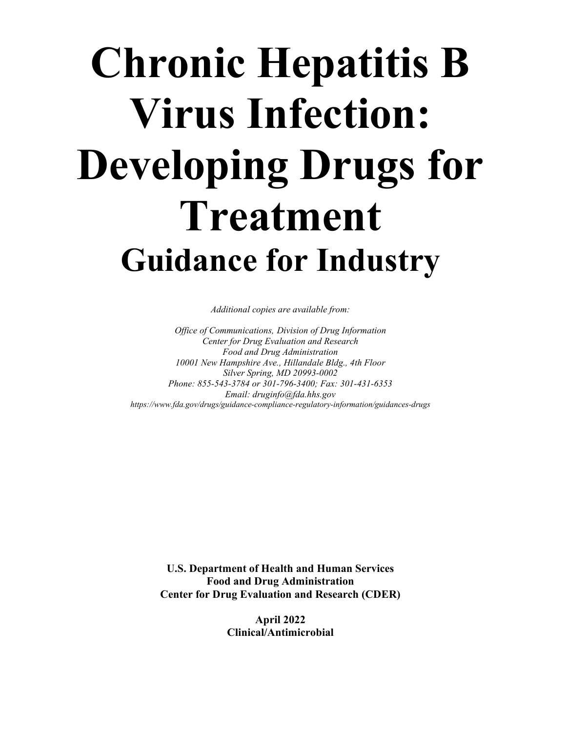# Chronic Hepatitis B Virus Infection: Developing Drugs for Treatment

## Guidance for Industry

*Additional copies are available from:*

*Office of Communications, Division of Drug Information*
*Center for Drug Evaluation and Research*
*Food and Drug Administration*
*10001 New Hampshire Ave., Hillandale Bldg., 4th Floor*
*Silver Spring, MD 20993-0002*
*Phone: 855-543-3784 or 301-796-3400; Fax: 301-431-6353*
*Email: druginfo@fda.hhs.gov*
*https://www.fda.gov/drugs/guidance-compliance-regulatory-information/guidances-drugs*

**U.S. Department of Health and Human Services**
**Food and Drug Administration**
**Center for Drug Evaluation and Research (CDER)**

**April 2022**
**Clinical/Antimicrobial**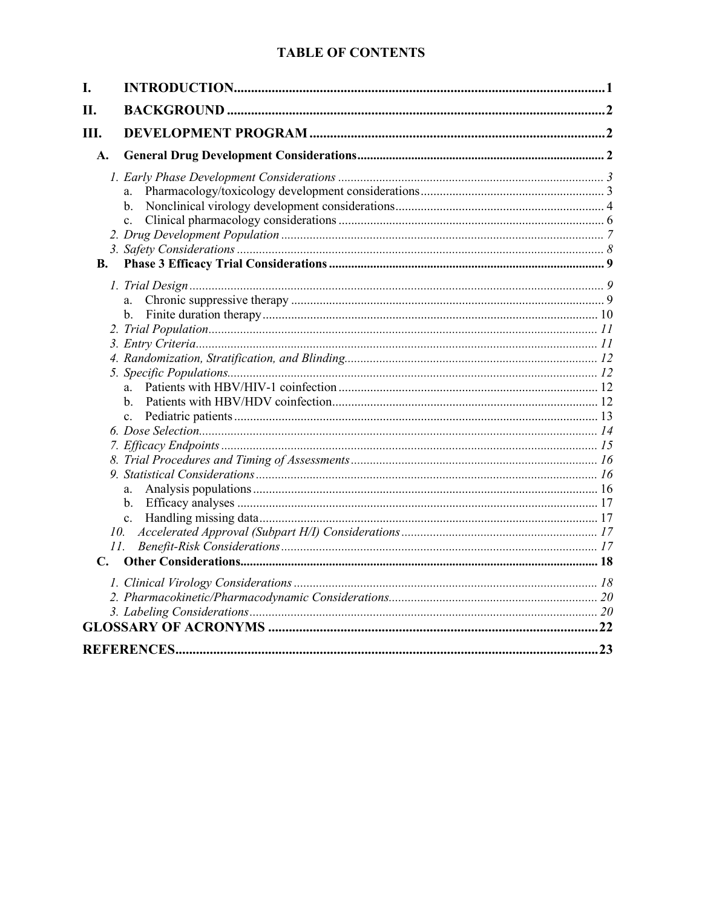# TABLE OF CONTENTS

**I. INTRODUCTION** .......... 1

**II. BACKGROUND** .......... 2

**III. DEVELOPMENT PROGRAM** .......... 2

**A. General Drug Development Considerations** .......... 2

*1. Early Phase Development Considerations* .......... 3

a. Pharmacology/toxicology development considerations .......... 3

b. Nonclinical virology development considerations .......... 4

c. Clinical pharmacology considerations .......... 6

*2. Drug Development Population* .......... 7

*3. Safety Considerations* .......... 8

**B. Phase 3 Efficacy Trial Considerations** .......... 9

*1. Trial Design* .......... 9

a. Chronic suppressive therapy .......... 9

b. Finite duration therapy .......... 10

*2. Trial Population* .......... 11

*3. Entry Criteria* .......... 11

*4. Randomization, Stratification, and Blinding* .......... 12

*5. Specific Populations* .......... 12

a. Patients with HBV/HIV-1 coinfection .......... 12

b. Patients with HBV/HDV coinfection .......... 12

c. Pediatric patients .......... 13

*6. Dose Selection* .......... 14

*7. Efficacy Endpoints* .......... 15

*8. Trial Procedures and Timing of Assessments* .......... 16

*9. Statistical Considerations* .......... 16

a. Analysis populations .......... 16

b. Efficacy analyses .......... 17

c. Handling missing data .......... 17

*10. Accelerated Approval (Subpart H/I) Considerations* .......... 17

*11. Benefit-Risk Considerations* .......... 17

**C. Other Considerations** .......... 18

*1. Clinical Virology Considerations* .......... 18

*2. Pharmacokinetic/Pharmacodynamic Considerations* .......... 20

*3. Labeling Considerations* .......... 20

**GLOSSARY OF ACRONYMS** .......... 22

**REFERENCES** .......... 23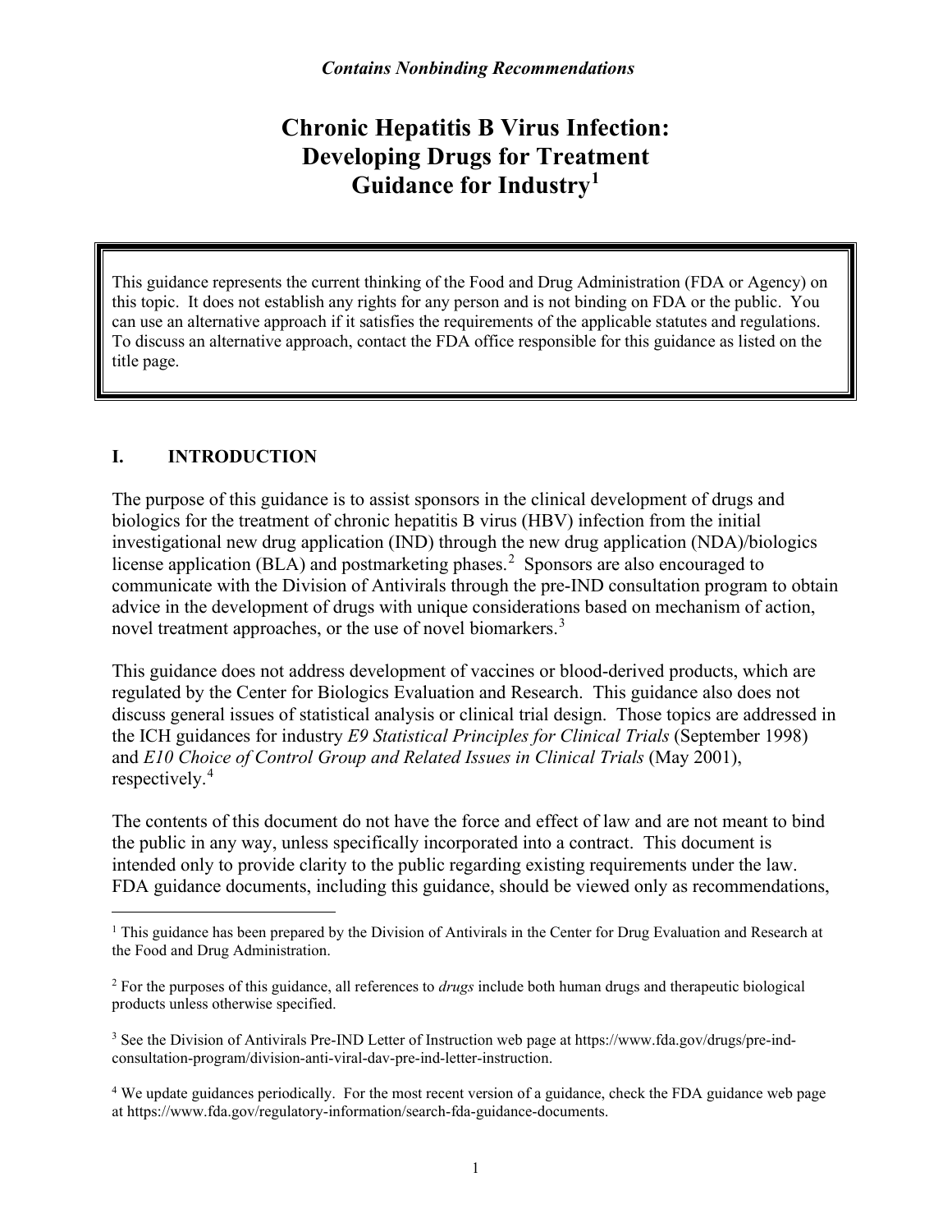*Contains Nonbinding Recommendations*

# Chronic Hepatitis B Virus Infection: Developing Drugs for Treatment Guidance for Industry[1]

> This guidance represents the current thinking of the Food and Drug Administration (FDA or Agency) on this topic. It does not establish any rights for any person and is not binding on FDA or the public. You can use an alternative approach if it satisfies the requirements of the applicable statutes and regulations. To discuss an alternative approach, contact the FDA office responsible for this guidance as listed on the title page.

## I. INTRODUCTION

The purpose of this guidance is to assist sponsors in the clinical development of drugs and biologics for the treatment of chronic hepatitis B virus (HBV) infection from the initial investigational new drug application (IND) through the new drug application (NDA)/biologics license application (BLA) and postmarketing phases.[2] Sponsors are also encouraged to communicate with the Division of Antivirals through the pre-IND consultation program to obtain advice in the development of drugs with unique considerations based on mechanism of action, novel treatment approaches, or the use of novel biomarkers.[3]

This guidance does not address development of vaccines or blood-derived products, which are regulated by the Center for Biologics Evaluation and Research. This guidance also does not discuss general issues of statistical analysis or clinical trial design. Those topics are addressed in the ICH guidances for industry *E9 Statistical Principles for Clinical Trials* (September 1998) and *E10 Choice of Control Group and Related Issues in Clinical Trials* (May 2001), respectively.[4]

The contents of this document do not have the force and effect of law and are not meant to bind the public in any way, unless specifically incorporated into a contract. This document is intended only to provide clarity to the public regarding existing requirements under the law. FDA guidance documents, including this guidance, should be viewed only as recommendations,

---

[1] This guidance has been prepared by the Division of Antivirals in the Center for Drug Evaluation and Research at the Food and Drug Administration.

[2] For the purposes of this guidance, all references to *drugs* include both human drugs and therapeutic biological products unless otherwise specified.

[3] See the Division of Antivirals Pre-IND Letter of Instruction web page at https://www.fda.gov/drugs/pre-ind-consultation-program/division-anti-viral-dav-pre-ind-letter-instruction.

[4] We update guidances periodically. For the most recent version of a guidance, check the FDA guidance web page at https://www.fda.gov/regulatory-information/search-fda-guidance-documents.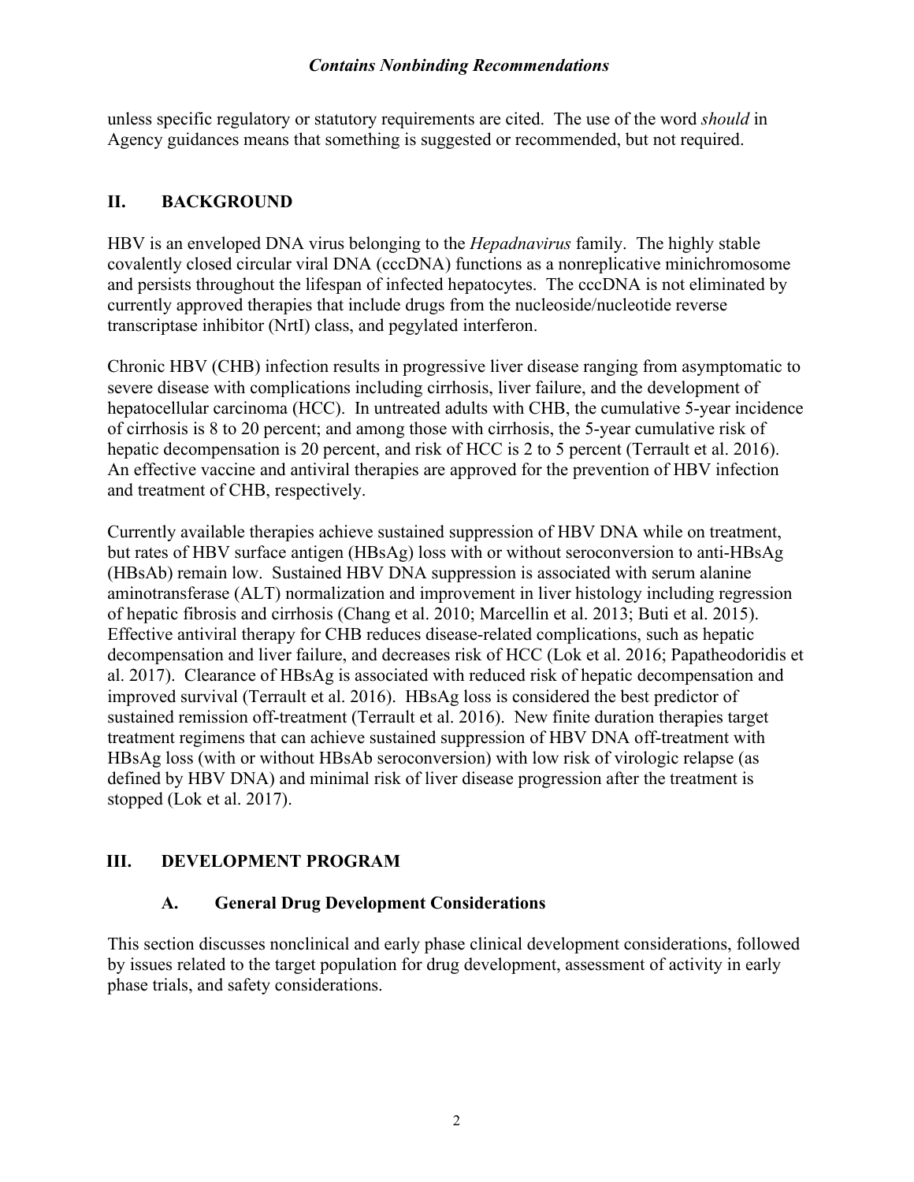unless specific regulatory or statutory requirements are cited. The use of the word *should* in Agency guidances means that something is suggested or recommended, but not required.

## II. BACKGROUND

HBV is an enveloped DNA virus belonging to the *Hepadnavirus* family. The highly stable covalently closed circular viral DNA (cccDNA) functions as a nonreplicative minichromosome and persists throughout the lifespan of infected hepatocytes. The cccDNA is not eliminated by currently approved therapies that include drugs from the nucleoside/nucleotide reverse transcriptase inhibitor (NrtI) class, and pegylated interferon.

Chronic HBV (CHB) infection results in progressive liver disease ranging from asymptomatic to severe disease with complications including cirrhosis, liver failure, and the development of hepatocellular carcinoma (HCC). In untreated adults with CHB, the cumulative 5-year incidence of cirrhosis is 8 to 20 percent; and among those with cirrhosis, the 5-year cumulative risk of hepatic decompensation is 20 percent, and risk of HCC is 2 to 5 percent (Terrault et al. 2016). An effective vaccine and antiviral therapies are approved for the prevention of HBV infection and treatment of CHB, respectively.

Currently available therapies achieve sustained suppression of HBV DNA while on treatment, but rates of HBV surface antigen (HBsAg) loss with or without seroconversion to anti-HBsAg (HBsAb) remain low. Sustained HBV DNA suppression is associated with serum alanine aminotransferase (ALT) normalization and improvement in liver histology including regression of hepatic fibrosis and cirrhosis (Chang et al. 2010; Marcellin et al. 2013; Buti et al. 2015). Effective antiviral therapy for CHB reduces disease-related complications, such as hepatic decompensation and liver failure, and decreases risk of HCC (Lok et al. 2016; Papatheodoridis et al. 2017). Clearance of HBsAg is associated with reduced risk of hepatic decompensation and improved survival (Terrault et al. 2016). HBsAg loss is considered the best predictor of sustained remission off-treatment (Terrault et al. 2016). New finite duration therapies target treatment regimens that can achieve sustained suppression of HBV DNA off-treatment with HBsAg loss (with or without HBsAb seroconversion) with low risk of virologic relapse (as defined by HBV DNA) and minimal risk of liver disease progression after the treatment is stopped (Lok et al. 2017).

## III. DEVELOPMENT PROGRAM

### A. General Drug Development Considerations

This section discusses nonclinical and early phase clinical development considerations, followed by issues related to the target population for drug development, assessment of activity in early phase trials, and safety considerations.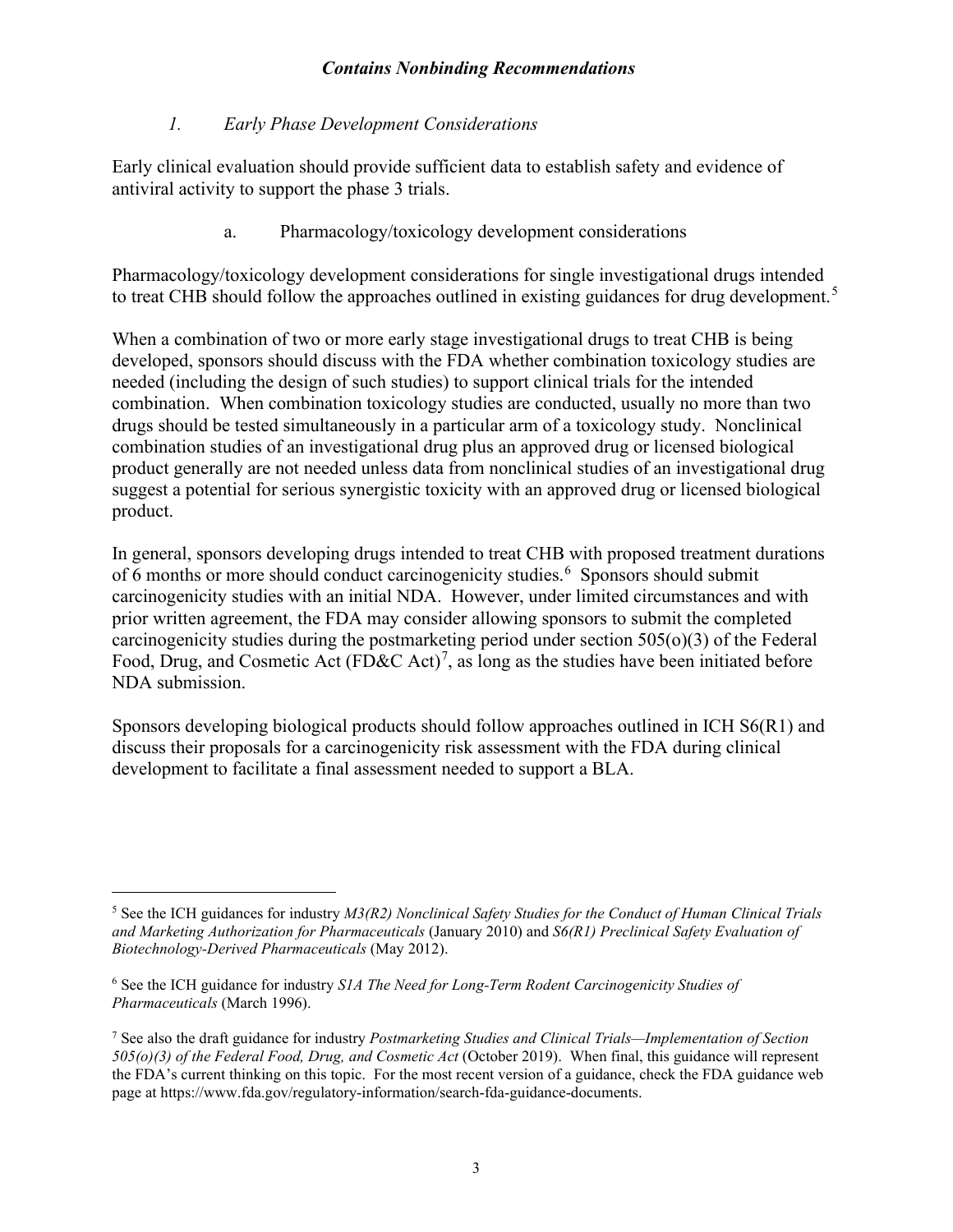*Contains Nonbinding Recommendations*

### *1. Early Phase Development Considerations*

Early clinical evaluation should provide sufficient data to establish safety and evidence of antiviral activity to support the phase 3 trials.

#### a. Pharmacology/toxicology development considerations

Pharmacology/toxicology development considerations for single investigational drugs intended to treat CHB should follow the approaches outlined in existing guidances for drug development.[5]

When a combination of two or more early stage investigational drugs to treat CHB is being developed, sponsors should discuss with the FDA whether combination toxicology studies are needed (including the design of such studies) to support clinical trials for the intended combination. When combination toxicology studies are conducted, usually no more than two drugs should be tested simultaneously in a particular arm of a toxicology study. Nonclinical combination studies of an investigational drug plus an approved drug or licensed biological product generally are not needed unless data from nonclinical studies of an investigational drug suggest a potential for serious synergistic toxicity with an approved drug or licensed biological product.

In general, sponsors developing drugs intended to treat CHB with proposed treatment durations of 6 months or more should conduct carcinogenicity studies.[6] Sponsors should submit carcinogenicity studies with an initial NDA. However, under limited circumstances and with prior written agreement, the FDA may consider allowing sponsors to submit the completed carcinogenicity studies during the postmarketing period under section 505(o)(3) of the Federal Food, Drug, and Cosmetic Act (FD&C Act)[7], as long as the studies have been initiated before NDA submission.

Sponsors developing biological products should follow approaches outlined in ICH S6(R1) and discuss their proposals for a carcinogenicity risk assessment with the FDA during clinical development to facilitate a final assessment needed to support a BLA.

---

[5] See the ICH guidances for industry *M3(R2) Nonclinical Safety Studies for the Conduct of Human Clinical Trials and Marketing Authorization for Pharmaceuticals* (January 2010) and *S6(R1) Preclinical Safety Evaluation of Biotechnology-Derived Pharmaceuticals* (May 2012).

[6] See the ICH guidance for industry *S1A The Need for Long-Term Rodent Carcinogenicity Studies of Pharmaceuticals* (March 1996).

[7] See also the draft guidance for industry *Postmarketing Studies and Clinical Trials—Implementation of Section 505(o)(3) of the Federal Food, Drug, and Cosmetic Act* (October 2019). When final, this guidance will represent the FDA's current thinking on this topic. For the most recent version of a guidance, check the FDA guidance web page at https://www.fda.gov/regulatory-information/search-fda-guidance-documents.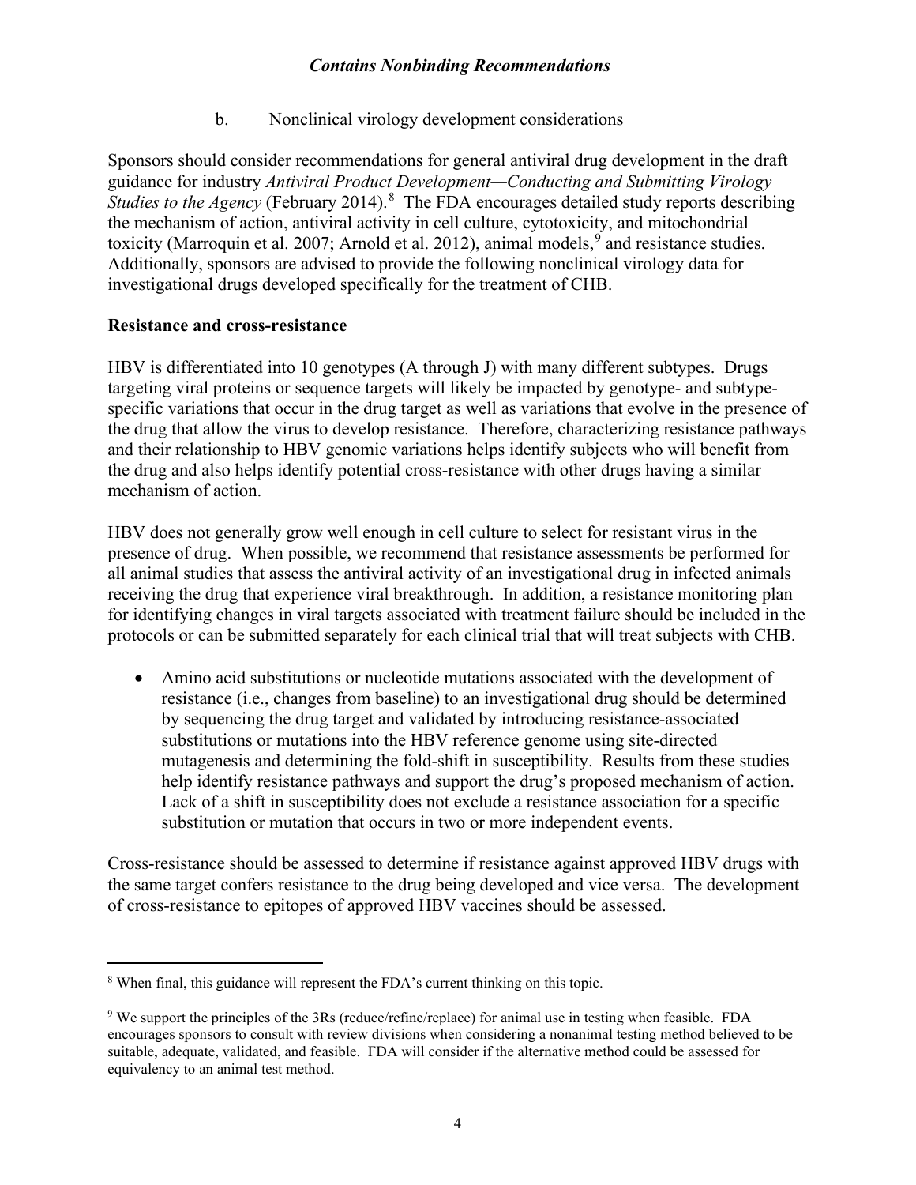b. Nonclinical virology development considerations

Sponsors should consider recommendations for general antiviral drug development in the draft guidance for industry *Antiviral Product Development—Conducting and Submitting Virology Studies to the Agency* (February 2014).[8] The FDA encourages detailed study reports describing the mechanism of action, antiviral activity in cell culture, cytotoxicity, and mitochondrial toxicity (Marroquin et al. 2007; Arnold et al. 2012), animal models,[9] and resistance studies. Additionally, sponsors are advised to provide the following nonclinical virology data for investigational drugs developed specifically for the treatment of CHB.

**Resistance and cross-resistance**

HBV is differentiated into 10 genotypes (A through J) with many different subtypes. Drugs targeting viral proteins or sequence targets will likely be impacted by genotype- and subtype-specific variations that occur in the drug target as well as variations that evolve in the presence of the drug that allow the virus to develop resistance. Therefore, characterizing resistance pathways and their relationship to HBV genomic variations helps identify subjects who will benefit from the drug and also helps identify potential cross-resistance with other drugs having a similar mechanism of action.

HBV does not generally grow well enough in cell culture to select for resistant virus in the presence of drug. When possible, we recommend that resistance assessments be performed for all animal studies that assess the antiviral activity of an investigational drug in infected animals receiving the drug that experience viral breakthrough. In addition, a resistance monitoring plan for identifying changes in viral targets associated with treatment failure should be included in the protocols or can be submitted separately for each clinical trial that will treat subjects with CHB.

- Amino acid substitutions or nucleotide mutations associated with the development of resistance (i.e., changes from baseline) to an investigational drug should be determined by sequencing the drug target and validated by introducing resistance-associated substitutions or mutations into the HBV reference genome using site-directed mutagenesis and determining the fold-shift in susceptibility. Results from these studies help identify resistance pathways and support the drug's proposed mechanism of action. Lack of a shift in susceptibility does not exclude a resistance association for a specific substitution or mutation that occurs in two or more independent events.

Cross-resistance should be assessed to determine if resistance against approved HBV drugs with the same target confers resistance to the drug being developed and vice versa. The development of cross-resistance to epitopes of approved HBV vaccines should be assessed.

[8] When final, this guidance will represent the FDA's current thinking on this topic.

[9] We support the principles of the 3Rs (reduce/refine/replace) for animal use in testing when feasible. FDA encourages sponsors to consult with review divisions when considering a nonanimal testing method believed to be suitable, adequate, validated, and feasible. FDA will consider if the alternative method could be assessed for equivalency to an animal test method.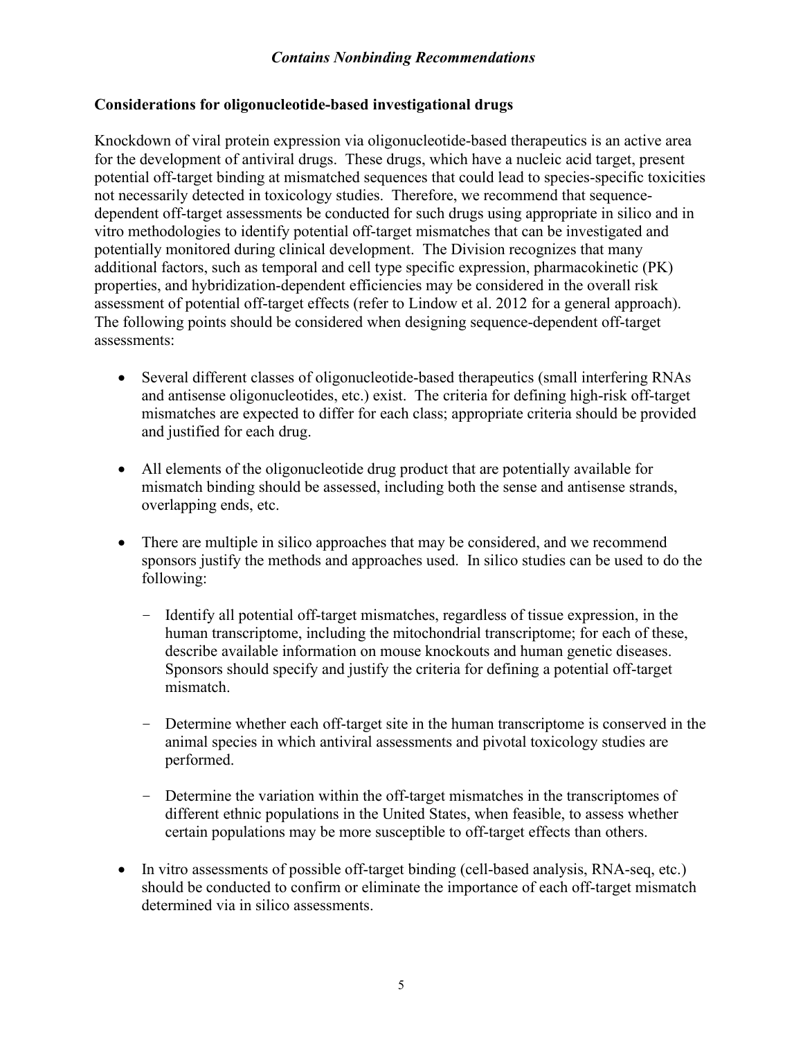**Considerations for oligonucleotide-based investigational drugs**

Knockdown of viral protein expression via oligonucleotide-based therapeutics is an active area for the development of antiviral drugs. These drugs, which have a nucleic acid target, present potential off-target binding at mismatched sequences that could lead to species-specific toxicities not necessarily detected in toxicology studies. Therefore, we recommend that sequence-dependent off-target assessments be conducted for such drugs using appropriate in silico and in vitro methodologies to identify potential off-target mismatches that can be investigated and potentially monitored during clinical development. The Division recognizes that many additional factors, such as temporal and cell type specific expression, pharmacokinetic (PK) properties, and hybridization-dependent efficiencies may be considered in the overall risk assessment of potential off-target effects (refer to Lindow et al. 2012 for a general approach). The following points should be considered when designing sequence-dependent off-target assessments:

- Several different classes of oligonucleotide-based therapeutics (small interfering RNAs and antisense oligonucleotides, etc.) exist. The criteria for defining high-risk off-target mismatches are expected to differ for each class; appropriate criteria should be provided and justified for each drug.

- All elements of the oligonucleotide drug product that are potentially available for mismatch binding should be assessed, including both the sense and antisense strands, overlapping ends, etc.

- There are multiple in silico approaches that may be considered, and we recommend sponsors justify the methods and approaches used. In silico studies can be used to do the following:

  - Identify all potential off-target mismatches, regardless of tissue expression, in the human transcriptome, including the mitochondrial transcriptome; for each of these, describe available information on mouse knockouts and human genetic diseases. Sponsors should specify and justify the criteria for defining a potential off-target mismatch.

  - Determine whether each off-target site in the human transcriptome is conserved in the animal species in which antiviral assessments and pivotal toxicology studies are performed.

  - Determine the variation within the off-target mismatches in the transcriptomes of different ethnic populations in the United States, when feasible, to assess whether certain populations may be more susceptible to off-target effects than others.

- In vitro assessments of possible off-target binding (cell-based analysis, RNA-seq, etc.) should be conducted to confirm or eliminate the importance of each off-target mismatch determined via in silico assessments.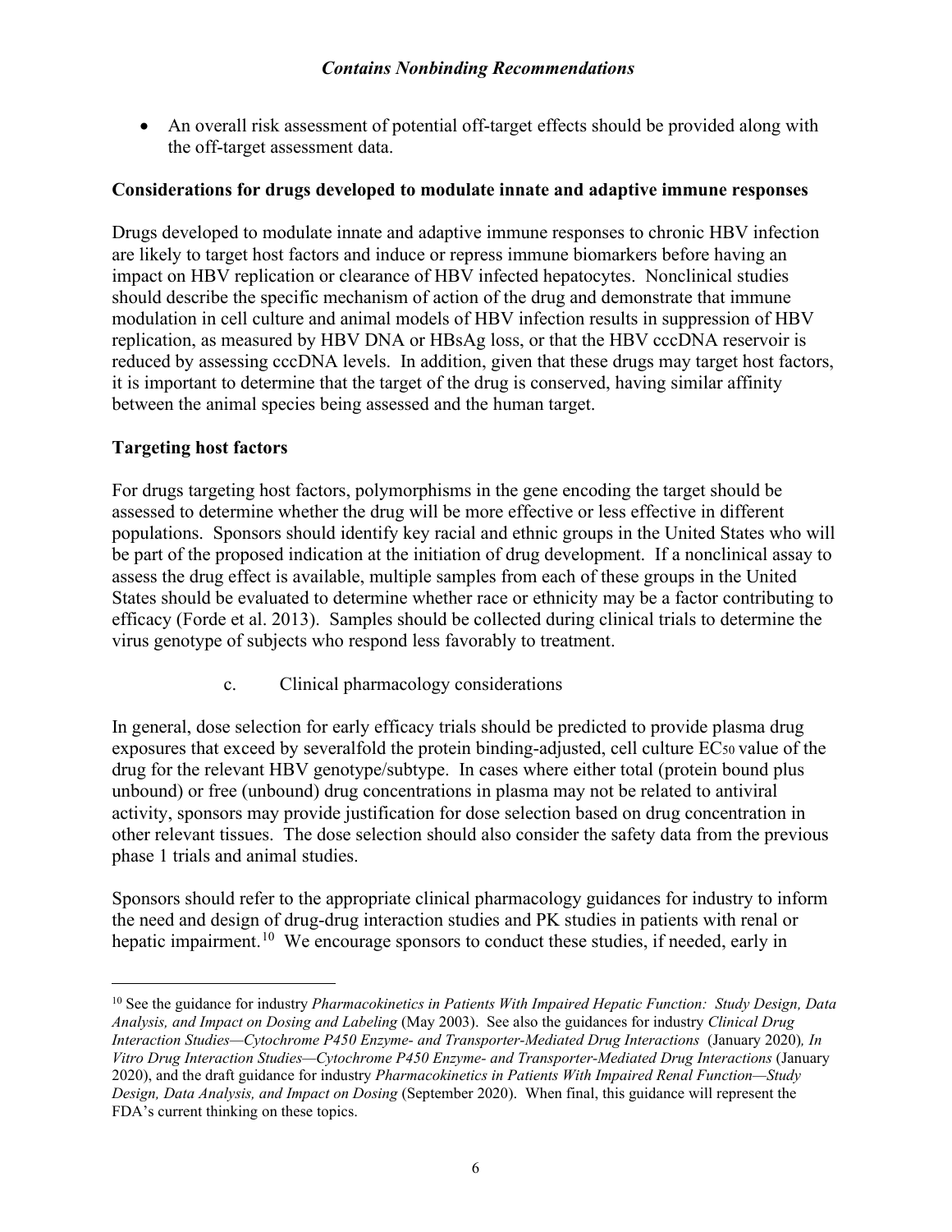- An overall risk assessment of potential off-target effects should be provided along with the off-target assessment data.

**Considerations for drugs developed to modulate innate and adaptive immune responses**

Drugs developed to modulate innate and adaptive immune responses to chronic HBV infection are likely to target host factors and induce or repress immune biomarkers before having an impact on HBV replication or clearance of HBV infected hepatocytes. Nonclinical studies should describe the specific mechanism of action of the drug and demonstrate that immune modulation in cell culture and animal models of HBV infection results in suppression of HBV replication, as measured by HBV DNA or HBsAg loss, or that the HBV cccDNA reservoir is reduced by assessing cccDNA levels. In addition, given that these drugs may target host factors, it is important to determine that the target of the drug is conserved, having similar affinity between the animal species being assessed and the human target.

**Targeting host factors**

For drugs targeting host factors, polymorphisms in the gene encoding the target should be assessed to determine whether the drug will be more effective or less effective in different populations. Sponsors should identify key racial and ethnic groups in the United States who will be part of the proposed indication at the initiation of drug development. If a nonclinical assay to assess the drug effect is available, multiple samples from each of these groups in the United States should be evaluated to determine whether race or ethnicity may be a factor contributing to efficacy (Forde et al. 2013). Samples should be collected during clinical trials to determine the virus genotype of subjects who respond less favorably to treatment.

c. Clinical pharmacology considerations

In general, dose selection for early efficacy trials should be predicted to provide plasma drug exposures that exceed by severalfold the protein binding-adjusted, cell culture $EC_{50}$ value of the drug for the relevant HBV genotype/subtype. In cases where either total (protein bound plus unbound) or free (unbound) drug concentrations in plasma may not be related to antiviral activity, sponsors may provide justification for dose selection based on drug concentration in other relevant tissues. The dose selection should also consider the safety data from the previous phase 1 trials and animal studies.

Sponsors should refer to the appropriate clinical pharmacology guidances for industry to inform the need and design of drug-drug interaction studies and PK studies in patients with renal or hepatic impairment.[10] We encourage sponsors to conduct these studies, if needed, early in

[10] See the guidance for industry *Pharmacokinetics in Patients With Impaired Hepatic Function: Study Design, Data Analysis, and Impact on Dosing and Labeling* (May 2003). See also the guidances for industry *Clinical Drug Interaction Studies—Cytochrome P450 Enzyme- and Transporter-Mediated Drug Interactions* (January 2020), *In Vitro Drug Interaction Studies—Cytochrome P450 Enzyme- and Transporter-Mediated Drug Interactions* (January 2020), and the draft guidance for industry *Pharmacokinetics in Patients With Impaired Renal Function—Study Design, Data Analysis, and Impact on Dosing* (September 2020). When final, this guidance will represent the FDA's current thinking on these topics.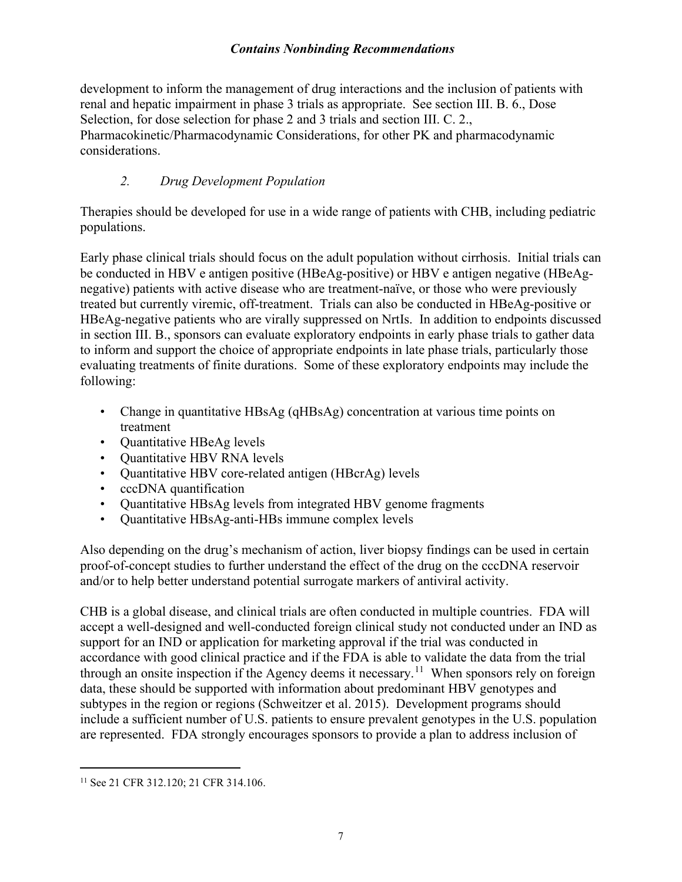development to inform the management of drug interactions and the inclusion of patients with renal and hepatic impairment in phase 3 trials as appropriate. See section III. B. 6., Dose Selection, for dose selection for phase 2 and 3 trials and section III. C. 2., Pharmacokinetic/Pharmacodynamic Considerations, for other PK and pharmacodynamic considerations.

### *2. Drug Development Population*

Therapies should be developed for use in a wide range of patients with CHB, including pediatric populations.

Early phase clinical trials should focus on the adult population without cirrhosis. Initial trials can be conducted in HBV e antigen positive (HBeAg-positive) or HBV e antigen negative (HBeAg-negative) patients with active disease who are treatment-naïve, or those who were previously treated but currently viremic, off-treatment. Trials can also be conducted in HBeAg-positive or HBeAg-negative patients who are virally suppressed on NrtIs. In addition to endpoints discussed in section III. B., sponsors can evaluate exploratory endpoints in early phase trials to gather data to inform and support the choice of appropriate endpoints in late phase trials, particularly those evaluating treatments of finite durations. Some of these exploratory endpoints may include the following:

- Change in quantitative HBsAg (qHBsAg) concentration at various time points on treatment
- Quantitative HBeAg levels
- Quantitative HBV RNA levels
- Quantitative HBV core-related antigen (HBcrAg) levels
- cccDNA quantification
- Quantitative HBsAg levels from integrated HBV genome fragments
- Quantitative HBsAg-anti-HBs immune complex levels

Also depending on the drug's mechanism of action, liver biopsy findings can be used in certain proof-of-concept studies to further understand the effect of the drug on the cccDNA reservoir and/or to help better understand potential surrogate markers of antiviral activity.

CHB is a global disease, and clinical trials are often conducted in multiple countries. FDA will accept a well-designed and well-conducted foreign clinical study not conducted under an IND as support for an IND or application for marketing approval if the trial was conducted in accordance with good clinical practice and if the FDA is able to validate the data from the trial through an onsite inspection if the Agency deems it necessary.[11] When sponsors rely on foreign data, these should be supported with information about predominant HBV genotypes and subtypes in the region or regions (Schweitzer et al. 2015). Development programs should include a sufficient number of U.S. patients to ensure prevalent genotypes in the U.S. population are represented. FDA strongly encourages sponsors to provide a plan to address inclusion of

[11] See 21 CFR 312.120; 21 CFR 314.106.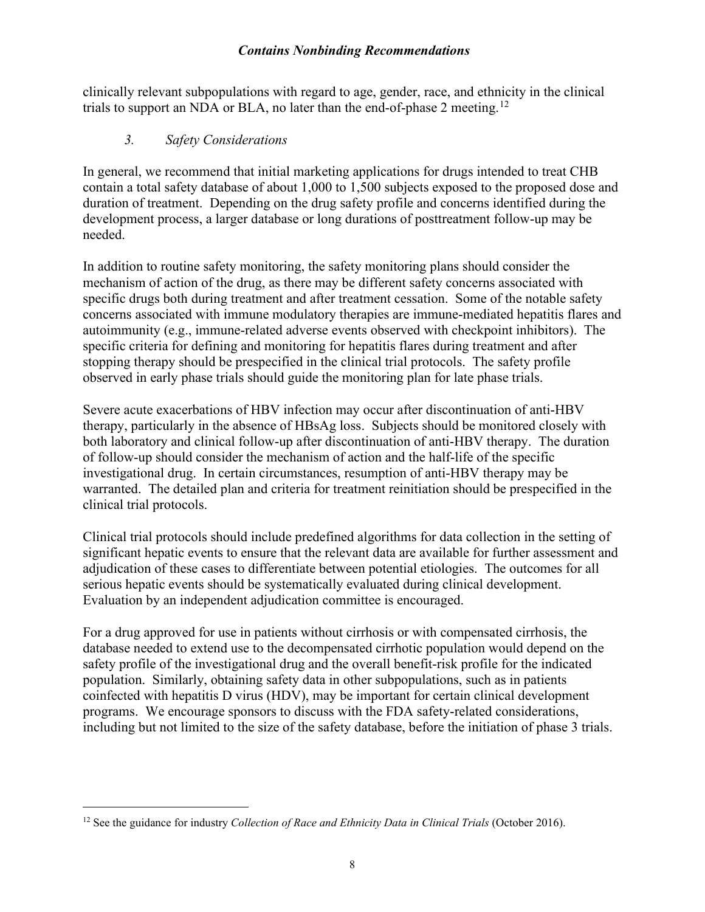clinically relevant subpopulations with regard to age, gender, race, and ethnicity in the clinical trials to support an NDA or BLA, no later than the end-of-phase 2 meeting.[12]

### *3. Safety Considerations*

In general, we recommend that initial marketing applications for drugs intended to treat CHB contain a total safety database of about 1,000 to 1,500 subjects exposed to the proposed dose and duration of treatment. Depending on the drug safety profile and concerns identified during the development process, a larger database or long durations of posttreatment follow-up may be needed.

In addition to routine safety monitoring, the safety monitoring plans should consider the mechanism of action of the drug, as there may be different safety concerns associated with specific drugs both during treatment and after treatment cessation. Some of the notable safety concerns associated with immune modulatory therapies are immune-mediated hepatitis flares and autoimmunity (e.g., immune-related adverse events observed with checkpoint inhibitors). The specific criteria for defining and monitoring for hepatitis flares during treatment and after stopping therapy should be prespecified in the clinical trial protocols. The safety profile observed in early phase trials should guide the monitoring plan for late phase trials.

Severe acute exacerbations of HBV infection may occur after discontinuation of anti-HBV therapy, particularly in the absence of HBsAg loss. Subjects should be monitored closely with both laboratory and clinical follow-up after discontinuation of anti-HBV therapy. The duration of follow-up should consider the mechanism of action and the half-life of the specific investigational drug. In certain circumstances, resumption of anti-HBV therapy may be warranted. The detailed plan and criteria for treatment reinitiation should be prespecified in the clinical trial protocols.

Clinical trial protocols should include predefined algorithms for data collection in the setting of significant hepatic events to ensure that the relevant data are available for further assessment and adjudication of these cases to differentiate between potential etiologies. The outcomes for all serious hepatic events should be systematically evaluated during clinical development. Evaluation by an independent adjudication committee is encouraged.

For a drug approved for use in patients without cirrhosis or with compensated cirrhosis, the database needed to extend use to the decompensated cirrhotic population would depend on the safety profile of the investigational drug and the overall benefit-risk profile for the indicated population. Similarly, obtaining safety data in other subpopulations, such as in patients coinfected with hepatitis D virus (HDV), may be important for certain clinical development programs. We encourage sponsors to discuss with the FDA safety-related considerations, including but not limited to the size of the safety database, before the initiation of phase 3 trials.

---

[12] See the guidance for industry *Collection of Race and Ethnicity Data in Clinical Trials* (October 2016).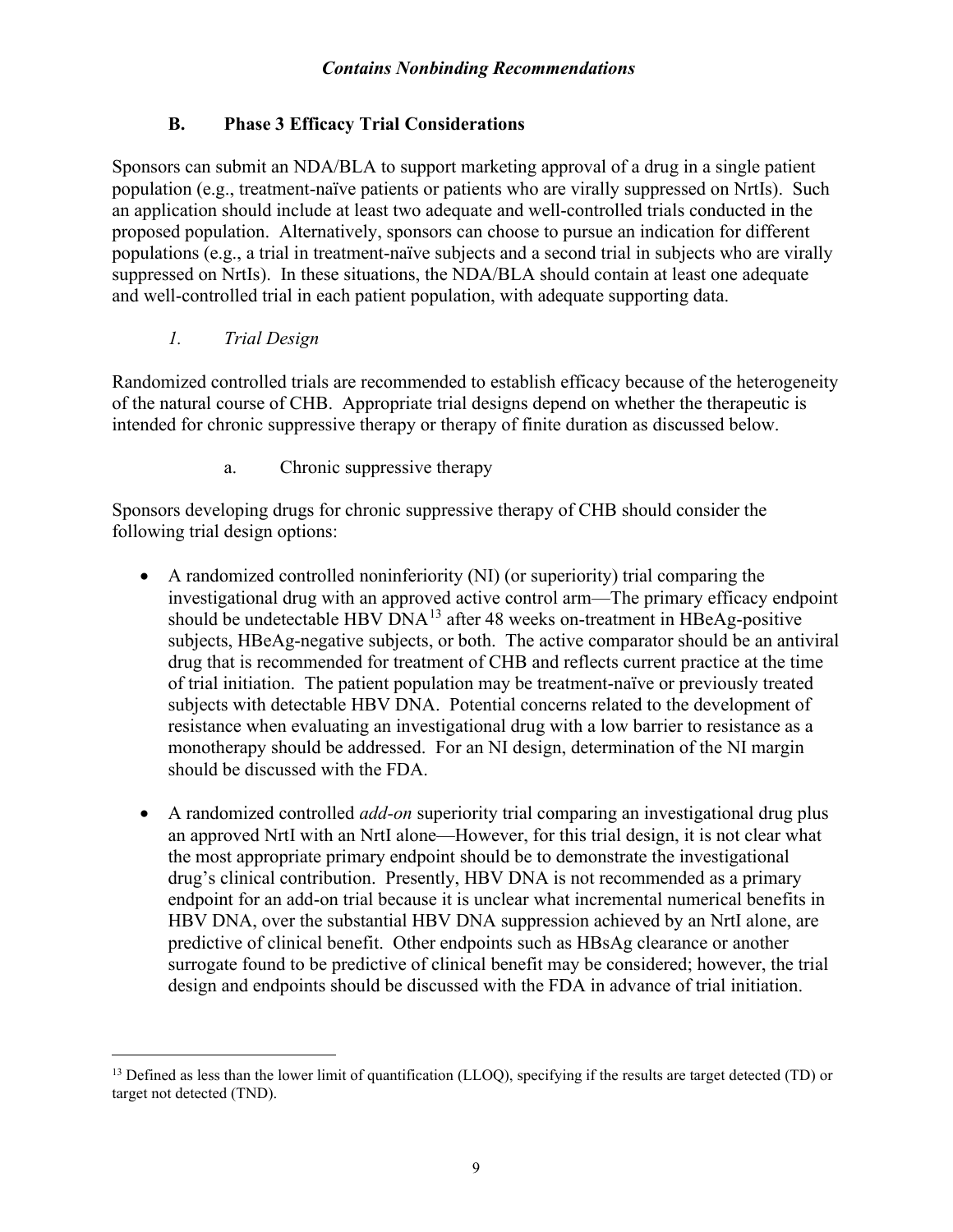### B. Phase 3 Efficacy Trial Considerations

Sponsors can submit an NDA/BLA to support marketing approval of a drug in a single patient population (e.g., treatment-naïve patients or patients who are virally suppressed on NrtIs). Such an application should include at least two adequate and well-controlled trials conducted in the proposed population. Alternatively, sponsors can choose to pursue an indication for different populations (e.g., a trial in treatment-naïve subjects and a second trial in subjects who are virally suppressed on NrtIs). In these situations, the NDA/BLA should contain at least one adequate and well-controlled trial in each patient population, with adequate supporting data.

#### *1. Trial Design*

Randomized controlled trials are recommended to establish efficacy because of the heterogeneity of the natural course of CHB. Appropriate trial designs depend on whether the therapeutic is intended for chronic suppressive therapy or therapy of finite duration as discussed below.

##### a. Chronic suppressive therapy

Sponsors developing drugs for chronic suppressive therapy of CHB should consider the following trial design options:

- A randomized controlled noninferiority (NI) (or superiority) trial comparing the investigational drug with an approved active control arm—The primary efficacy endpoint should be undetectable HBV DNA[13] after 48 weeks on-treatment in HBeAg-positive subjects, HBeAg-negative subjects, or both. The active comparator should be an antiviral drug that is recommended for treatment of CHB and reflects current practice at the time of trial initiation. The patient population may be treatment-naïve or previously treated subjects with detectable HBV DNA. Potential concerns related to the development of resistance when evaluating an investigational drug with a low barrier to resistance as a monotherapy should be addressed. For an NI design, determination of the NI margin should be discussed with the FDA.

- A randomized controlled *add-on* superiority trial comparing an investigational drug plus an approved NrtI with an NrtI alone—However, for this trial design, it is not clear what the most appropriate primary endpoint should be to demonstrate the investigational drug's clinical contribution. Presently, HBV DNA is not recommended as a primary endpoint for an add-on trial because it is unclear what incremental numerical benefits in HBV DNA, over the substantial HBV DNA suppression achieved by an NrtI alone, are predictive of clinical benefit. Other endpoints such as HBsAg clearance or another surrogate found to be predictive of clinical benefit may be considered; however, the trial design and endpoints should be discussed with the FDA in advance of trial initiation.

[13] Defined as less than the lower limit of quantification (LLOQ), specifying if the results are target detected (TD) or target not detected (TND).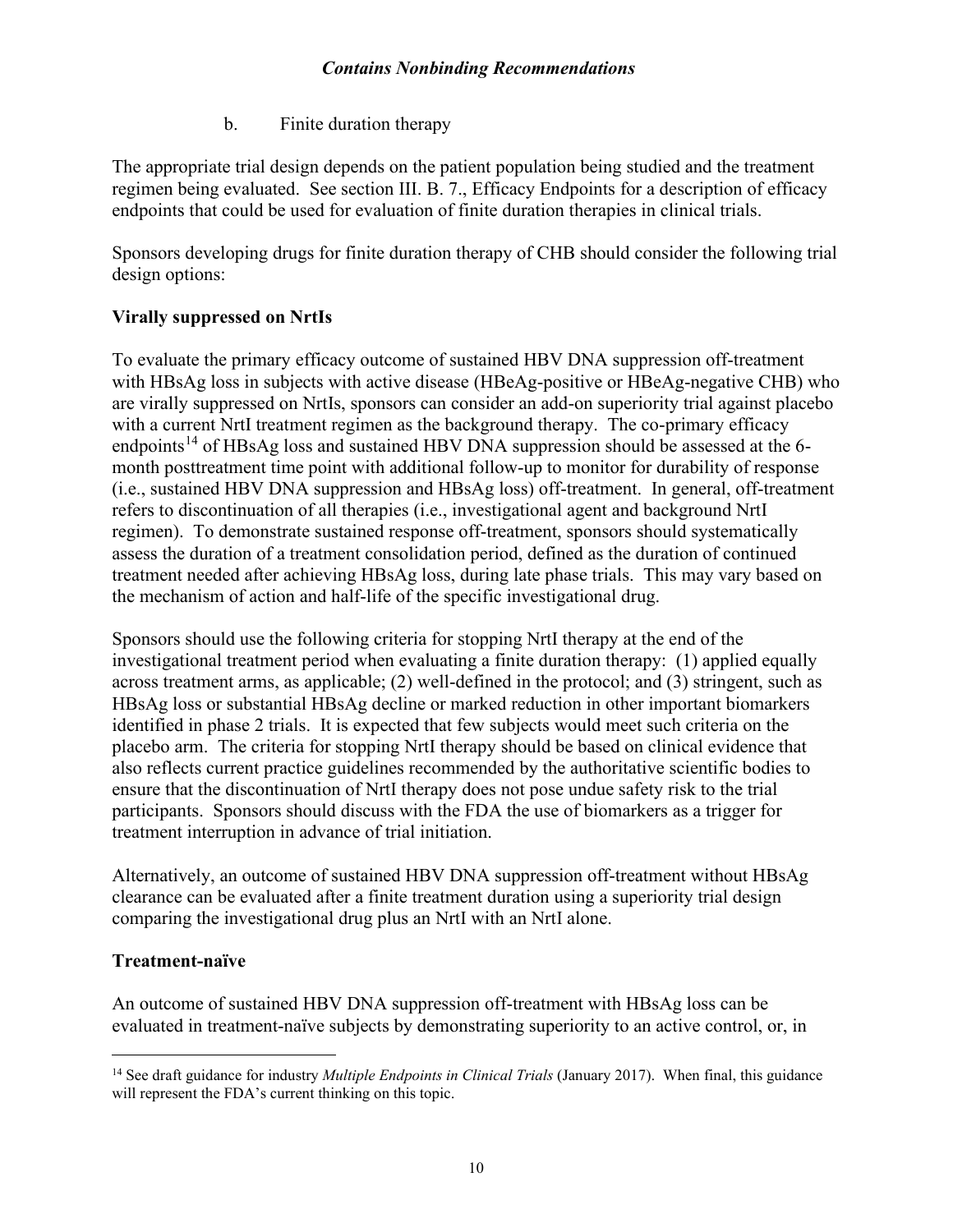b. Finite duration therapy

The appropriate trial design depends on the patient population being studied and the treatment regimen being evaluated. See section III. B. 7., Efficacy Endpoints for a description of efficacy endpoints that could be used for evaluation of finite duration therapies in clinical trials.

Sponsors developing drugs for finite duration therapy of CHB should consider the following trial design options:

**Virally suppressed on NrtIs**

To evaluate the primary efficacy outcome of sustained HBV DNA suppression off-treatment with HBsAg loss in subjects with active disease (HBeAg-positive or HBeAg-negative CHB) who are virally suppressed on NrtIs, sponsors can consider an add-on superiority trial against placebo with a current NrtI treatment regimen as the background therapy. The co-primary efficacy endpoints[14] of HBsAg loss and sustained HBV DNA suppression should be assessed at the 6-month posttreatment time point with additional follow-up to monitor for durability of response (i.e., sustained HBV DNA suppression and HBsAg loss) off-treatment. In general, off-treatment refers to discontinuation of all therapies (i.e., investigational agent and background NrtI regimen). To demonstrate sustained response off-treatment, sponsors should systematically assess the duration of a treatment consolidation period, defined as the duration of continued treatment needed after achieving HBsAg loss, during late phase trials. This may vary based on the mechanism of action and half-life of the specific investigational drug.

Sponsors should use the following criteria for stopping NrtI therapy at the end of the investigational treatment period when evaluating a finite duration therapy: (1) applied equally across treatment arms, as applicable; (2) well-defined in the protocol; and (3) stringent, such as HBsAg loss or substantial HBsAg decline or marked reduction in other important biomarkers identified in phase 2 trials. It is expected that few subjects would meet such criteria on the placebo arm. The criteria for stopping NrtI therapy should be based on clinical evidence that also reflects current practice guidelines recommended by the authoritative scientific bodies to ensure that the discontinuation of NrtI therapy does not pose undue safety risk to the trial participants. Sponsors should discuss with the FDA the use of biomarkers as a trigger for treatment interruption in advance of trial initiation.

Alternatively, an outcome of sustained HBV DNA suppression off-treatment without HBsAg clearance can be evaluated after a finite treatment duration using a superiority trial design comparing the investigational drug plus an NrtI with an NrtI alone.

**Treatment-naïve**

An outcome of sustained HBV DNA suppression off-treatment with HBsAg loss can be evaluated in treatment-naïve subjects by demonstrating superiority to an active control, or, in

[14] See draft guidance for industry *Multiple Endpoints in Clinical Trials* (January 2017). When final, this guidance will represent the FDA's current thinking on this topic.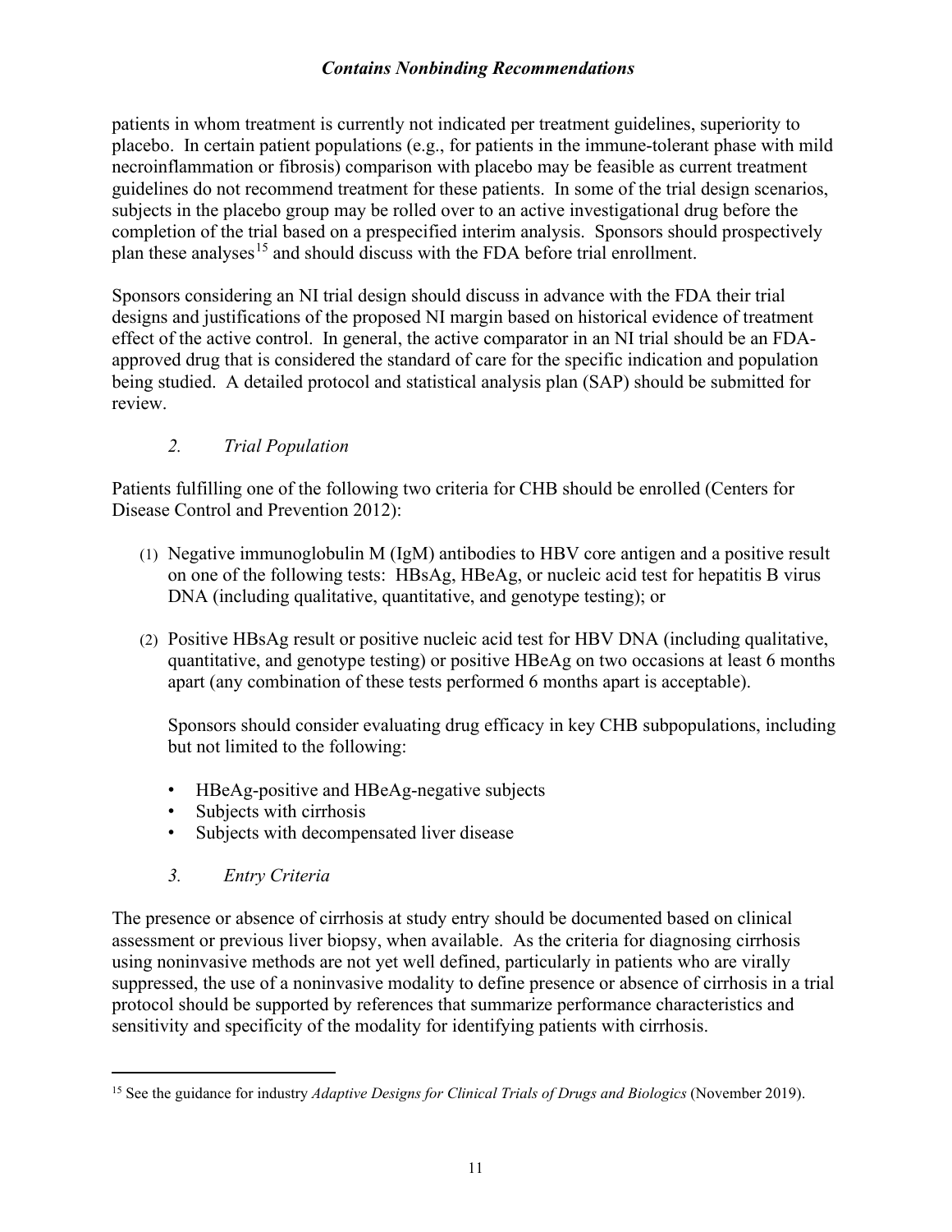patients in whom treatment is currently not indicated per treatment guidelines, superiority to placebo. In certain patient populations (e.g., for patients in the immune-tolerant phase with mild necroinflammation or fibrosis) comparison with placebo may be feasible as current treatment guidelines do not recommend treatment for these patients. In some of the trial design scenarios, subjects in the placebo group may be rolled over to an active investigational drug before the completion of the trial based on a prespecified interim analysis. Sponsors should prospectively plan these analyses[15] and should discuss with the FDA before trial enrollment.

Sponsors considering an NI trial design should discuss in advance with the FDA their trial designs and justifications of the proposed NI margin based on historical evidence of treatment effect of the active control. In general, the active comparator in an NI trial should be an FDA-approved drug that is considered the standard of care for the specific indication and population being studied. A detailed protocol and statistical analysis plan (SAP) should be submitted for review.

### *2. Trial Population*

Patients fulfilling one of the following two criteria for CHB should be enrolled (Centers for Disease Control and Prevention 2012):

(1) Negative immunoglobulin M (IgM) antibodies to HBV core antigen and a positive result on one of the following tests: HBsAg, HBeAg, or nucleic acid test for hepatitis B virus DNA (including qualitative, quantitative, and genotype testing); or

(2) Positive HBsAg result or positive nucleic acid test for HBV DNA (including qualitative, quantitative, and genotype testing) or positive HBeAg on two occasions at least 6 months apart (any combination of these tests performed 6 months apart is acceptable).

Sponsors should consider evaluating drug efficacy in key CHB subpopulations, including but not limited to the following:

- HBeAg-positive and HBeAg-negative subjects
- Subjects with cirrhosis
- Subjects with decompensated liver disease

### *3. Entry Criteria*

The presence or absence of cirrhosis at study entry should be documented based on clinical assessment or previous liver biopsy, when available. As the criteria for diagnosing cirrhosis using noninvasive methods are not yet well defined, particularly in patients who are virally suppressed, the use of a noninvasive modality to define presence or absence of cirrhosis in a trial protocol should be supported by references that summarize performance characteristics and sensitivity and specificity of the modality for identifying patients with cirrhosis.

[15] See the guidance for industry *Adaptive Designs for Clinical Trials of Drugs and Biologics* (November 2019).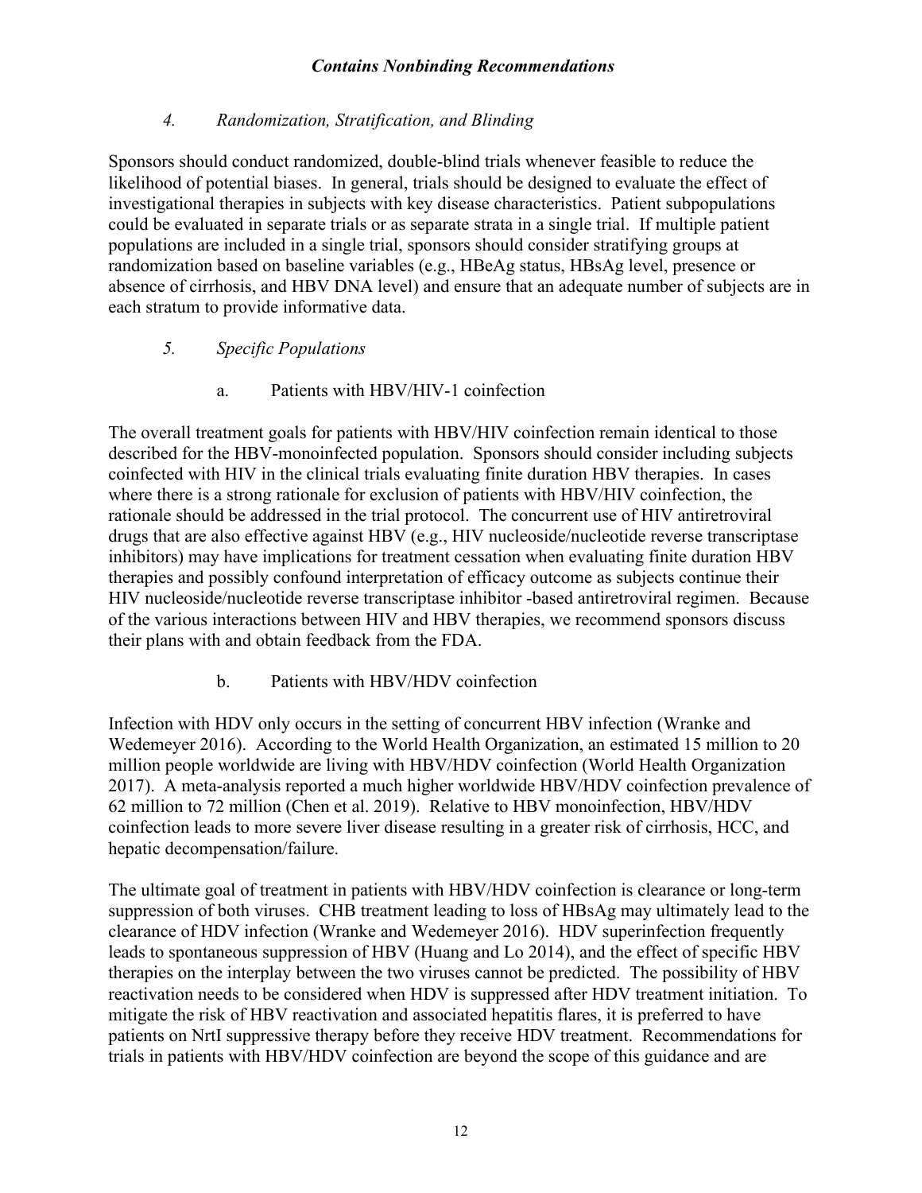#### *4. Randomization, Stratification, and Blinding*

Sponsors should conduct randomized, double-blind trials whenever feasible to reduce the likelihood of potential biases. In general, trials should be designed to evaluate the effect of investigational therapies in subjects with key disease characteristics. Patient subpopulations could be evaluated in separate trials or as separate strata in a single trial. If multiple patient populations are included in a single trial, sponsors should consider stratifying groups at randomization based on baseline variables (e.g., HBeAg status, HBsAg level, presence or absence of cirrhosis, and HBV DNA level) and ensure that an adequate number of subjects are in each stratum to provide informative data.

#### *5. Specific Populations*

##### a. Patients with HBV/HIV-1 coinfection

The overall treatment goals for patients with HBV/HIV coinfection remain identical to those described for the HBV-monoinfected population. Sponsors should consider including subjects coinfected with HIV in the clinical trials evaluating finite duration HBV therapies. In cases where there is a strong rationale for exclusion of patients with HBV/HIV coinfection, the rationale should be addressed in the trial protocol. The concurrent use of HIV antiretroviral drugs that are also effective against HBV (e.g., HIV nucleoside/nucleotide reverse transcriptase inhibitors) may have implications for treatment cessation when evaluating finite duration HBV therapies and possibly confound interpretation of efficacy outcome as subjects continue their HIV nucleoside/nucleotide reverse transcriptase inhibitor -based antiretroviral regimen. Because of the various interactions between HIV and HBV therapies, we recommend sponsors discuss their plans with and obtain feedback from the FDA.

##### b. Patients with HBV/HDV coinfection

Infection with HDV only occurs in the setting of concurrent HBV infection (Wranke and Wedemeyer 2016). According to the World Health Organization, an estimated 15 million to 20 million people worldwide are living with HBV/HDV coinfection (World Health Organization 2017). A meta-analysis reported a much higher worldwide HBV/HDV coinfection prevalence of 62 million to 72 million (Chen et al. 2019). Relative to HBV monoinfection, HBV/HDV coinfection leads to more severe liver disease resulting in a greater risk of cirrhosis, HCC, and hepatic decompensation/failure.

The ultimate goal of treatment in patients with HBV/HDV coinfection is clearance or long-term suppression of both viruses. CHB treatment leading to loss of HBsAg may ultimately lead to the clearance of HDV infection (Wranke and Wedemeyer 2016). HDV superinfection frequently leads to spontaneous suppression of HBV (Huang and Lo 2014), and the effect of specific HBV therapies on the interplay between the two viruses cannot be predicted. The possibility of HBV reactivation needs to be considered when HDV is suppressed after HDV treatment initiation. To mitigate the risk of HBV reactivation and associated hepatitis flares, it is preferred to have patients on NrtI suppressive therapy before they receive HDV treatment. Recommendations for trials in patients with HBV/HDV coinfection are beyond the scope of this guidance and are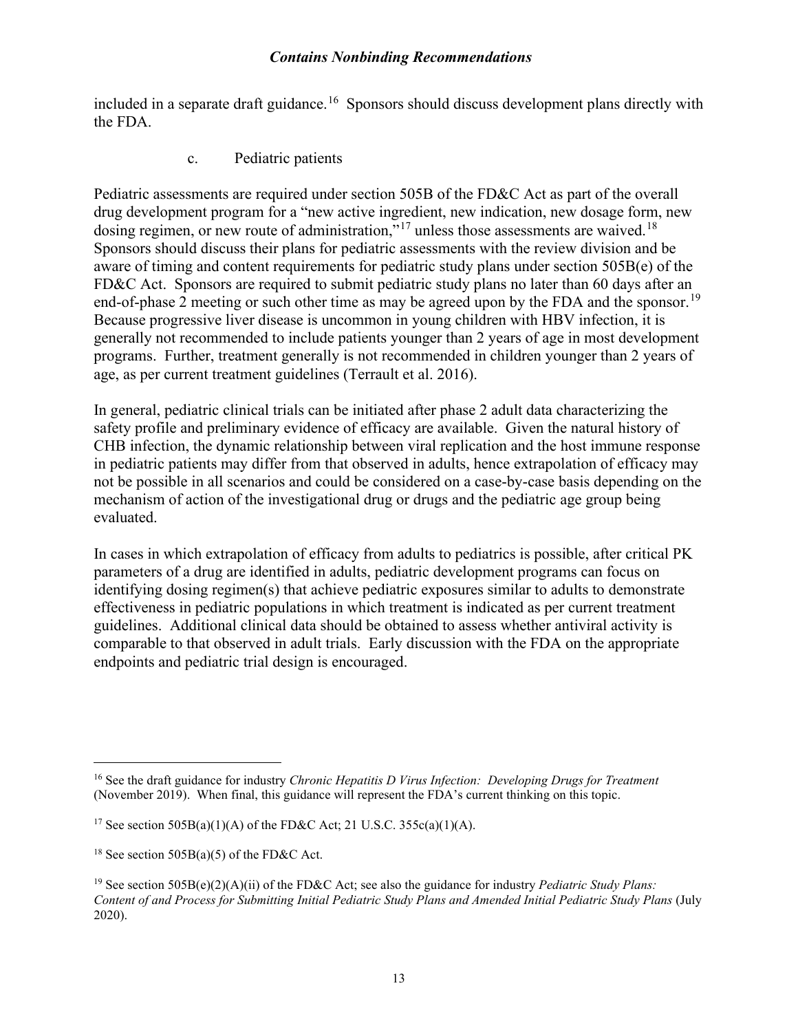included in a separate draft guidance.[16] Sponsors should discuss development plans directly with the FDA.

c. Pediatric patients

Pediatric assessments are required under section 505B of the FD&C Act as part of the overall drug development program for a "new active ingredient, new indication, new dosage form, new dosing regimen, or new route of administration,"[17] unless those assessments are waived.[18] Sponsors should discuss their plans for pediatric assessments with the review division and be aware of timing and content requirements for pediatric study plans under section 505B(e) of the FD&C Act. Sponsors are required to submit pediatric study plans no later than 60 days after an end-of-phase 2 meeting or such other time as may be agreed upon by the FDA and the sponsor.[19] Because progressive liver disease is uncommon in young children with HBV infection, it is generally not recommended to include patients younger than 2 years of age in most development programs. Further, treatment generally is not recommended in children younger than 2 years of age, as per current treatment guidelines (Terrault et al. 2016).

In general, pediatric clinical trials can be initiated after phase 2 adult data characterizing the safety profile and preliminary evidence of efficacy are available. Given the natural history of CHB infection, the dynamic relationship between viral replication and the host immune response in pediatric patients may differ from that observed in adults, hence extrapolation of efficacy may not be possible in all scenarios and could be considered on a case-by-case basis depending on the mechanism of action of the investigational drug or drugs and the pediatric age group being evaluated.

In cases in which extrapolation of efficacy from adults to pediatrics is possible, after critical PK parameters of a drug are identified in adults, pediatric development programs can focus on identifying dosing regimen(s) that achieve pediatric exposures similar to adults to demonstrate effectiveness in pediatric populations in which treatment is indicated as per current treatment guidelines. Additional clinical data should be obtained to assess whether antiviral activity is comparable to that observed in adult trials. Early discussion with the FDA on the appropriate endpoints and pediatric trial design is encouraged.

---

[16] See the draft guidance for industry *Chronic Hepatitis D Virus Infection: Developing Drugs for Treatment* (November 2019). When final, this guidance will represent the FDA's current thinking on this topic.

[17] See section 505B(a)(1)(A) of the FD&C Act; 21 U.S.C. 355c(a)(1)(A).

[18] See section 505B(a)(5) of the FD&C Act.

[19] See section 505B(e)(2)(A)(ii) of the FD&C Act; see also the guidance for industry *Pediatric Study Plans: Content of and Process for Submitting Initial Pediatric Study Plans and Amended Initial Pediatric Study Plans* (July 2020).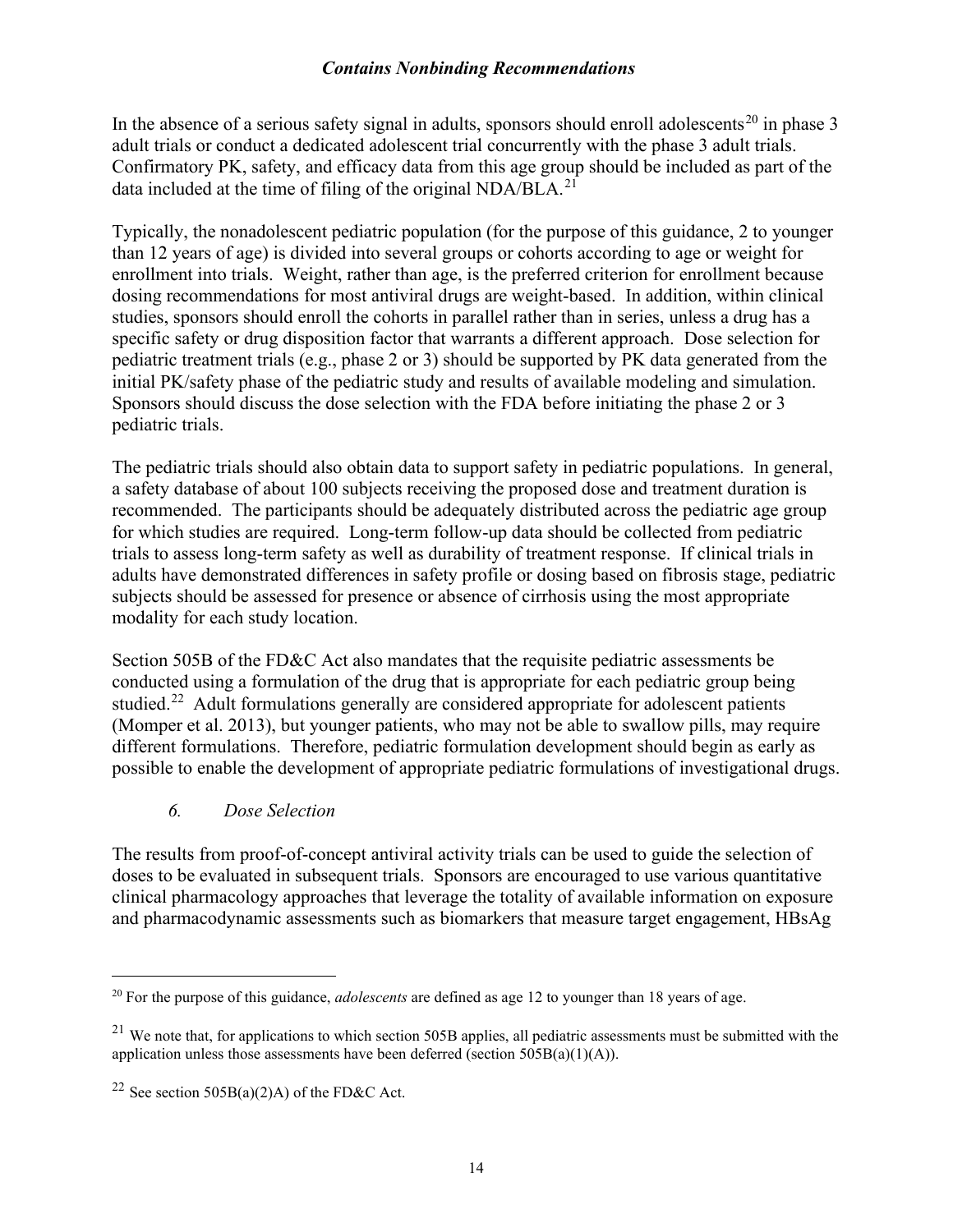In the absence of a serious safety signal in adults, sponsors should enroll adolescents[20] in phase 3 adult trials or conduct a dedicated adolescent trial concurrently with the phase 3 adult trials. Confirmatory PK, safety, and efficacy data from this age group should be included as part of the data included at the time of filing of the original NDA/BLA.[21]

Typically, the nonadolescent pediatric population (for the purpose of this guidance, 2 to younger than 12 years of age) is divided into several groups or cohorts according to age or weight for enrollment into trials. Weight, rather than age, is the preferred criterion for enrollment because dosing recommendations for most antiviral drugs are weight-based. In addition, within clinical studies, sponsors should enroll the cohorts in parallel rather than in series, unless a drug has a specific safety or drug disposition factor that warrants a different approach. Dose selection for pediatric treatment trials (e.g., phase 2 or 3) should be supported by PK data generated from the initial PK/safety phase of the pediatric study and results of available modeling and simulation. Sponsors should discuss the dose selection with the FDA before initiating the phase 2 or 3 pediatric trials.

The pediatric trials should also obtain data to support safety in pediatric populations. In general, a safety database of about 100 subjects receiving the proposed dose and treatment duration is recommended. The participants should be adequately distributed across the pediatric age group for which studies are required. Long-term follow-up data should be collected from pediatric trials to assess long-term safety as well as durability of treatment response. If clinical trials in adults have demonstrated differences in safety profile or dosing based on fibrosis stage, pediatric subjects should be assessed for presence or absence of cirrhosis using the most appropriate modality for each study location.

Section 505B of the FD&C Act also mandates that the requisite pediatric assessments be conducted using a formulation of the drug that is appropriate for each pediatric group being studied.[22] Adult formulations generally are considered appropriate for adolescent patients (Momper et al. 2013), but younger patients, who may not be able to swallow pills, may require different formulations. Therefore, pediatric formulation development should begin as early as possible to enable the development of appropriate pediatric formulations of investigational drugs.

#### *6. Dose Selection*

The results from proof-of-concept antiviral activity trials can be used to guide the selection of doses to be evaluated in subsequent trials. Sponsors are encouraged to use various quantitative clinical pharmacology approaches that leverage the totality of available information on exposure and pharmacodynamic assessments such as biomarkers that measure target engagement, HBsAg

---

[20] For the purpose of this guidance, *adolescents* are defined as age 12 to younger than 18 years of age.

[21] We note that, for applications to which section 505B applies, all pediatric assessments must be submitted with the application unless those assessments have been deferred (section 505B(a)(1)(A)).

[22] See section 505B(a)(2)A) of the FD&C Act.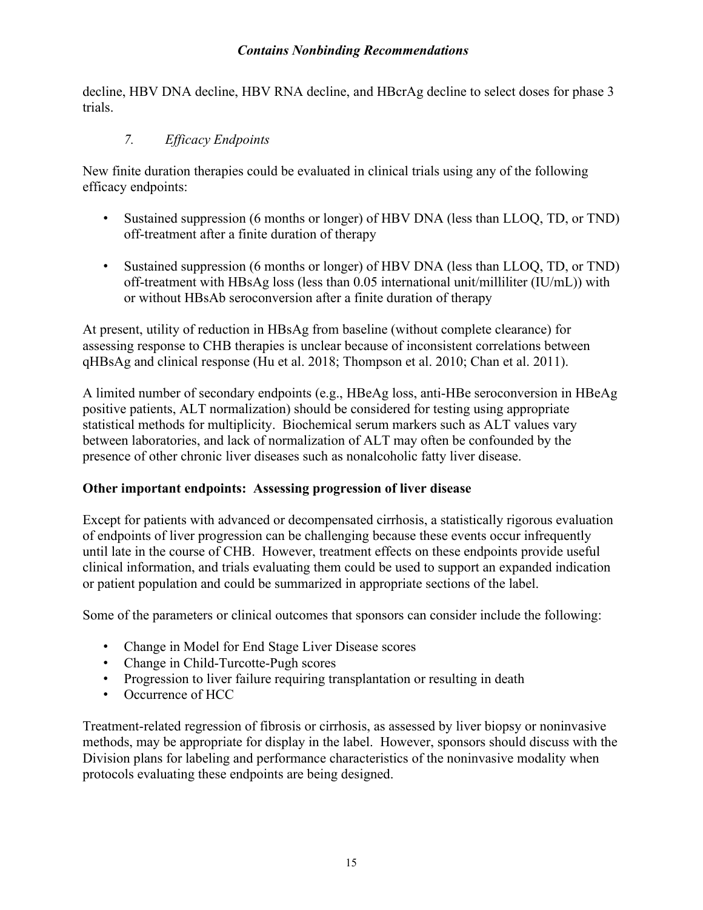decline, HBV DNA decline, HBV RNA decline, and HBcrAg decline to select doses for phase 3 trials.

### *7. Efficacy Endpoints*

New finite duration therapies could be evaluated in clinical trials using any of the following efficacy endpoints:

- Sustained suppression (6 months or longer) of HBV DNA (less than LLOQ, TD, or TND) off-treatment after a finite duration of therapy
- Sustained suppression (6 months or longer) of HBV DNA (less than LLOQ, TD, or TND) off-treatment with HBsAg loss (less than 0.05 international unit/milliliter (IU/mL)) with or without HBsAb seroconversion after a finite duration of therapy

At present, utility of reduction in HBsAg from baseline (without complete clearance) for assessing response to CHB therapies is unclear because of inconsistent correlations between qHBsAg and clinical response (Hu et al. 2018; Thompson et al. 2010; Chan et al. 2011).

A limited number of secondary endpoints (e.g., HBeAg loss, anti-HBe seroconversion in HBeAg positive patients, ALT normalization) should be considered for testing using appropriate statistical methods for multiplicity. Biochemical serum markers such as ALT values vary between laboratories, and lack of normalization of ALT may often be confounded by the presence of other chronic liver diseases such as nonalcoholic fatty liver disease.

**Other important endpoints: Assessing progression of liver disease**

Except for patients with advanced or decompensated cirrhosis, a statistically rigorous evaluation of endpoints of liver progression can be challenging because these events occur infrequently until late in the course of CHB. However, treatment effects on these endpoints provide useful clinical information, and trials evaluating them could be used to support an expanded indication or patient population and could be summarized in appropriate sections of the label.

Some of the parameters or clinical outcomes that sponsors can consider include the following:

- Change in Model for End Stage Liver Disease scores
- Change in Child-Turcotte-Pugh scores
- Progression to liver failure requiring transplantation or resulting in death
- Occurrence of HCC

Treatment-related regression of fibrosis or cirrhosis, as assessed by liver biopsy or noninvasive methods, may be appropriate for display in the label. However, sponsors should discuss with the Division plans for labeling and performance characteristics of the noninvasive modality when protocols evaluating these endpoints are being designed.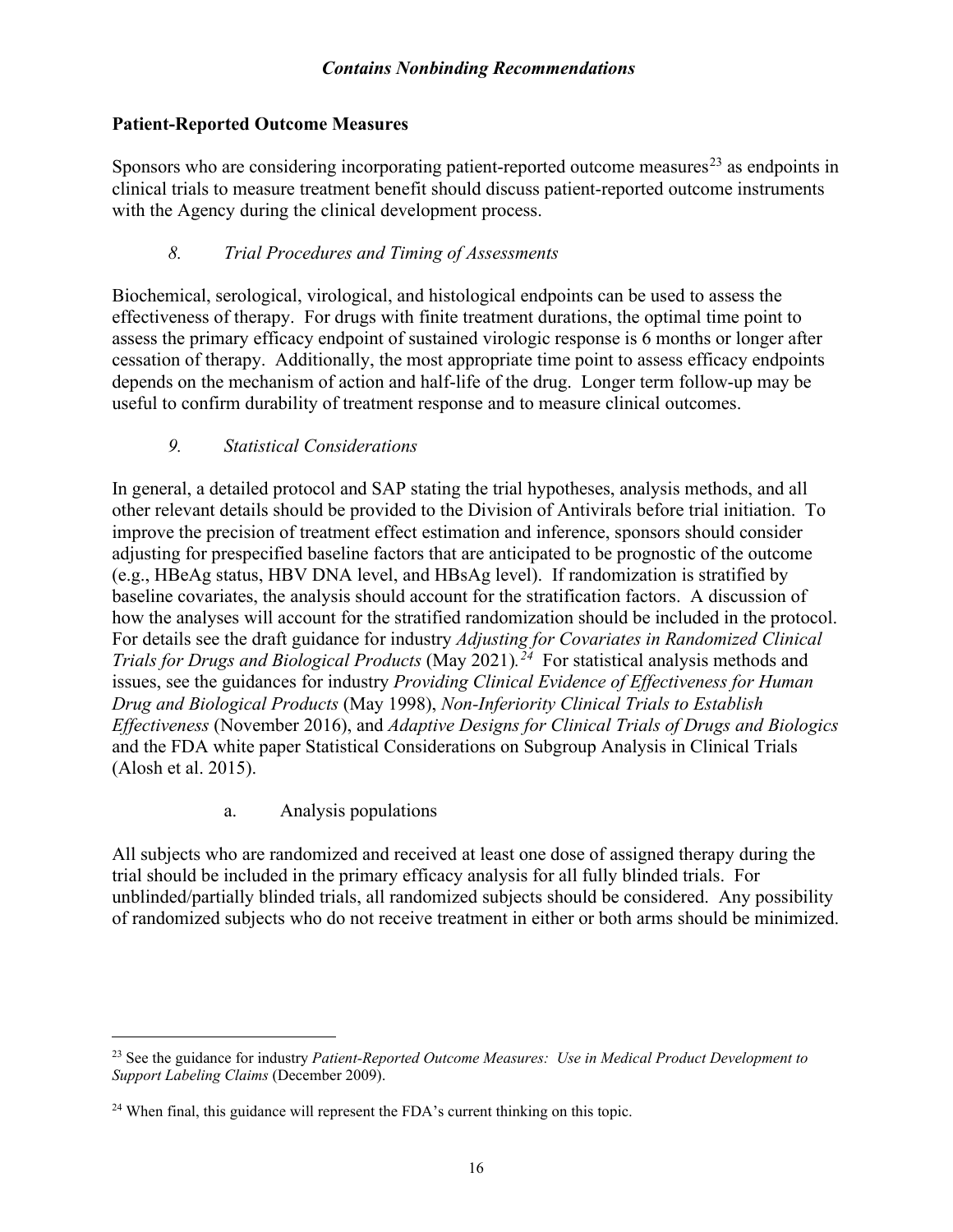**Patient-Reported Outcome Measures**

Sponsors who are considering incorporating patient-reported outcome measures[23] as endpoints in clinical trials to measure treatment benefit should discuss patient-reported outcome instruments with the Agency during the clinical development process.

### *8. Trial Procedures and Timing of Assessments*

Biochemical, serological, virological, and histological endpoints can be used to assess the effectiveness of therapy. For drugs with finite treatment durations, the optimal time point to assess the primary efficacy endpoint of sustained virologic response is 6 months or longer after cessation of therapy. Additionally, the most appropriate time point to assess efficacy endpoints depends on the mechanism of action and half-life of the drug. Longer term follow-up may be useful to confirm durability of treatment response and to measure clinical outcomes.

### *9. Statistical Considerations*

In general, a detailed protocol and SAP stating the trial hypotheses, analysis methods, and all other relevant details should be provided to the Division of Antivirals before trial initiation. To improve the precision of treatment effect estimation and inference, sponsors should consider adjusting for prespecified baseline factors that are anticipated to be prognostic of the outcome (e.g., HBeAg status, HBV DNA level, and HBsAg level). If randomization is stratified by baseline covariates, the analysis should account for the stratification factors. A discussion of how the analyses will account for the stratified randomization should be included in the protocol. For details see the draft guidance for industry *Adjusting for Covariates in Randomized Clinical Trials for Drugs and Biological Products* (May 2021).[24] For statistical analysis methods and issues, see the guidances for industry *Providing Clinical Evidence of Effectiveness for Human Drug and Biological Products* (May 1998), *Non-Inferiority Clinical Trials to Establish Effectiveness* (November 2016), and *Adaptive Designs for Clinical Trials of Drugs and Biologics* and the FDA white paper Statistical Considerations on Subgroup Analysis in Clinical Trials (Alosh et al. 2015).

#### a. Analysis populations

All subjects who are randomized and received at least one dose of assigned therapy during the trial should be included in the primary efficacy analysis for all fully blinded trials. For unblinded/partially blinded trials, all randomized subjects should be considered. Any possibility of randomized subjects who do not receive treatment in either or both arms should be minimized.

---

[23] See the guidance for industry *Patient-Reported Outcome Measures: Use in Medical Product Development to Support Labeling Claims* (December 2009).

[24] When final, this guidance will represent the FDA's current thinking on this topic.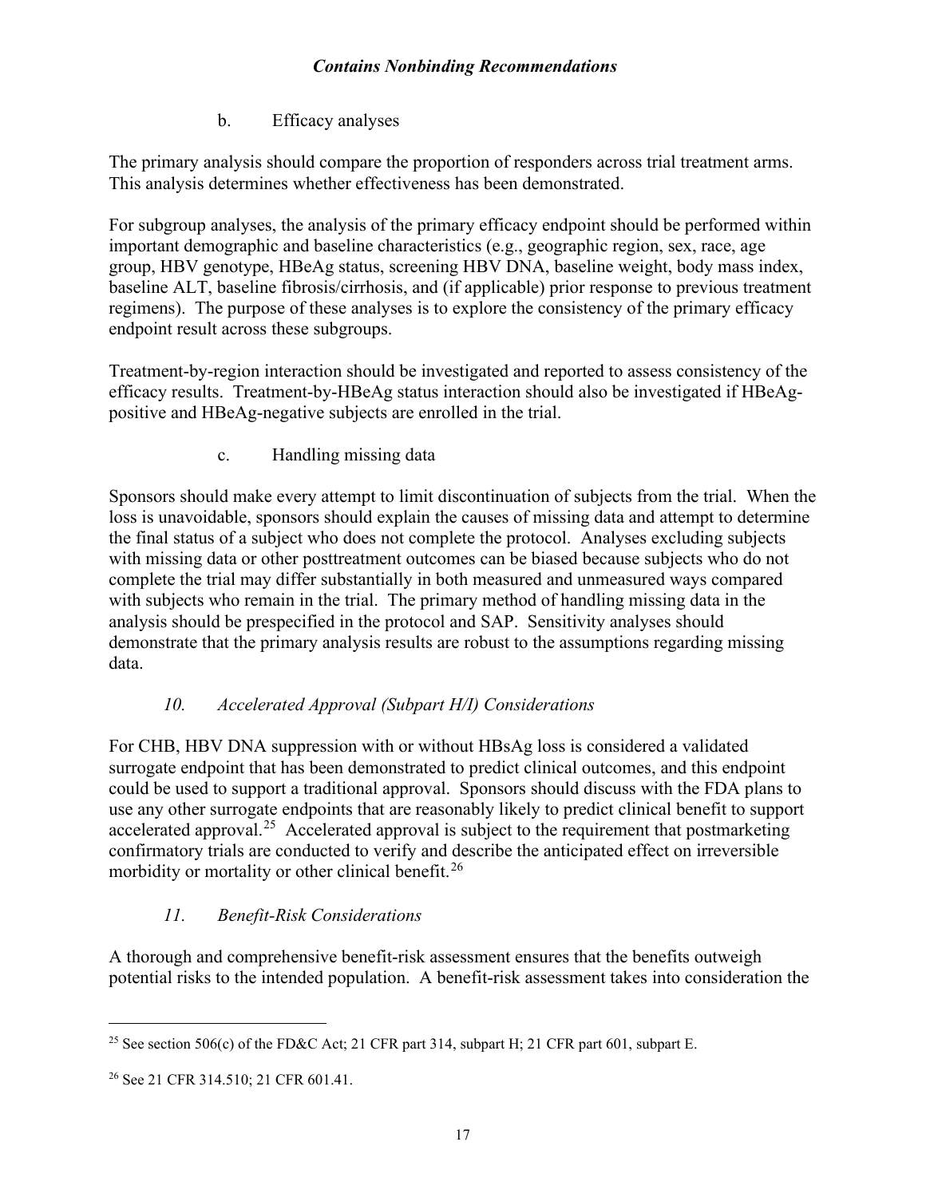b. Efficacy analyses

The primary analysis should compare the proportion of responders across trial treatment arms. This analysis determines whether effectiveness has been demonstrated.

For subgroup analyses, the analysis of the primary efficacy endpoint should be performed within important demographic and baseline characteristics (e.g., geographic region, sex, race, age group, HBV genotype, HBeAg status, screening HBV DNA, baseline weight, body mass index, baseline ALT, baseline fibrosis/cirrhosis, and (if applicable) prior response to previous treatment regimens). The purpose of these analyses is to explore the consistency of the primary efficacy endpoint result across these subgroups.

Treatment-by-region interaction should be investigated and reported to assess consistency of the efficacy results. Treatment-by-HBeAg status interaction should also be investigated if HBeAg-positive and HBeAg-negative subjects are enrolled in the trial.

c. Handling missing data

Sponsors should make every attempt to limit discontinuation of subjects from the trial. When the loss is unavoidable, sponsors should explain the causes of missing data and attempt to determine the final status of a subject who does not complete the protocol. Analyses excluding subjects with missing data or other posttreatment outcomes can be biased because subjects who do not complete the trial may differ substantially in both measured and unmeasured ways compared with subjects who remain in the trial. The primary method of handling missing data in the analysis should be prespecified in the protocol and SAP. Sensitivity analyses should demonstrate that the primary analysis results are robust to the assumptions regarding missing data.

### *10. Accelerated Approval (Subpart H/I) Considerations*

For CHB, HBV DNA suppression with or without HBsAg loss is considered a validated surrogate endpoint that has been demonstrated to predict clinical outcomes, and this endpoint could be used to support a traditional approval. Sponsors should discuss with the FDA plans to use any other surrogate endpoints that are reasonably likely to predict clinical benefit to support accelerated approval.[25] Accelerated approval is subject to the requirement that postmarketing confirmatory trials are conducted to verify and describe the anticipated effect on irreversible morbidity or mortality or other clinical benefit.[26]

### *11. Benefit-Risk Considerations*

A thorough and comprehensive benefit-risk assessment ensures that the benefits outweigh potential risks to the intended population. A benefit-risk assessment takes into consideration the

---

[25] See section 506(c) of the FD&C Act; 21 CFR part 314, subpart H; 21 CFR part 601, subpart E.

[26] See 21 CFR 314.510; 21 CFR 601.41.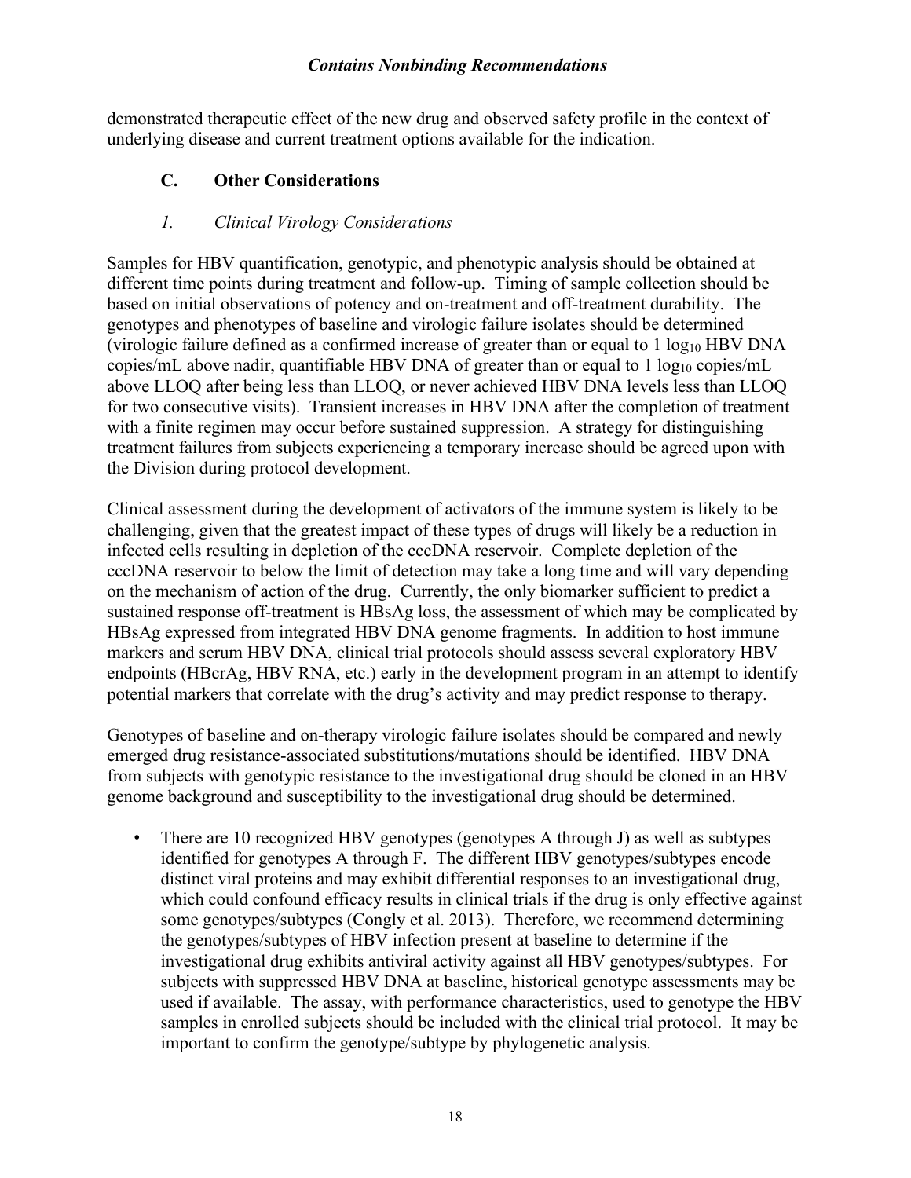demonstrated therapeutic effect of the new drug and observed safety profile in the context of underlying disease and current treatment options available for the indication.

## C. Other Considerations

### *1. Clinical Virology Considerations*

Samples for HBV quantification, genotypic, and phenotypic analysis should be obtained at different time points during treatment and follow-up. Timing of sample collection should be based on initial observations of potency and on-treatment and off-treatment durability. The genotypes and phenotypes of baseline and virologic failure isolates should be determined (virologic failure defined as a confirmed increase of greater than or equal to 1 $\log_{10}$ HBV DNA copies/mL above nadir, quantifiable HBV DNA of greater than or equal to 1 $\log_{10}$ copies/mL above LLOQ after being less than LLOQ, or never achieved HBV DNA levels less than LLOQ for two consecutive visits). Transient increases in HBV DNA after the completion of treatment with a finite regimen may occur before sustained suppression. A strategy for distinguishing treatment failures from subjects experiencing a temporary increase should be agreed upon with the Division during protocol development.

Clinical assessment during the development of activators of the immune system is likely to be challenging, given that the greatest impact of these types of drugs will likely be a reduction in infected cells resulting in depletion of the cccDNA reservoir. Complete depletion of the cccDNA reservoir to below the limit of detection may take a long time and will vary depending on the mechanism of action of the drug. Currently, the only biomarker sufficient to predict a sustained response off-treatment is HBsAg loss, the assessment of which may be complicated by HBsAg expressed from integrated HBV DNA genome fragments. In addition to host immune markers and serum HBV DNA, clinical trial protocols should assess several exploratory HBV endpoints (HBcrAg, HBV RNA, etc.) early in the development program in an attempt to identify potential markers that correlate with the drug's activity and may predict response to therapy.

Genotypes of baseline and on-therapy virologic failure isolates should be compared and newly emerged drug resistance-associated substitutions/mutations should be identified. HBV DNA from subjects with genotypic resistance to the investigational drug should be cloned in an HBV genome background and susceptibility to the investigational drug should be determined.

- There are 10 recognized HBV genotypes (genotypes A through J) as well as subtypes identified for genotypes A through F. The different HBV genotypes/subtypes encode distinct viral proteins and may exhibit differential responses to an investigational drug, which could confound efficacy results in clinical trials if the drug is only effective against some genotypes/subtypes (Congly et al. 2013). Therefore, we recommend determining the genotypes/subtypes of HBV infection present at baseline to determine if the investigational drug exhibits antiviral activity against all HBV genotypes/subtypes. For subjects with suppressed HBV DNA at baseline, historical genotype assessments may be used if available. The assay, with performance characteristics, used to genotype the HBV samples in enrolled subjects should be included with the clinical trial protocol. It may be important to confirm the genotype/subtype by phylogenetic analysis.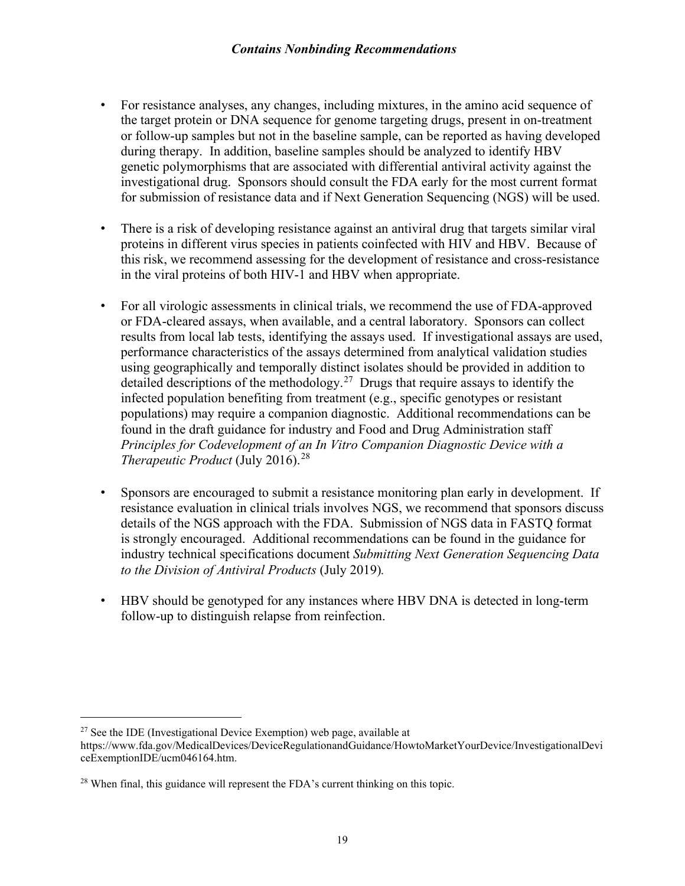- For resistance analyses, any changes, including mixtures, in the amino acid sequence of the target protein or DNA sequence for genome targeting drugs, present in on-treatment or follow-up samples but not in the baseline sample, can be reported as having developed during therapy. In addition, baseline samples should be analyzed to identify HBV genetic polymorphisms that are associated with differential antiviral activity against the investigational drug. Sponsors should consult the FDA early for the most current format for submission of resistance data and if Next Generation Sequencing (NGS) will be used.

- There is a risk of developing resistance against an antiviral drug that targets similar viral proteins in different virus species in patients coinfected with HIV and HBV. Because of this risk, we recommend assessing for the development of resistance and cross-resistance in the viral proteins of both HIV-1 and HBV when appropriate.

- For all virologic assessments in clinical trials, we recommend the use of FDA-approved or FDA-cleared assays, when available, and a central laboratory. Sponsors can collect results from local lab tests, identifying the assays used. If investigational assays are used, performance characteristics of the assays determined from analytical validation studies using geographically and temporally distinct isolates should be provided in addition to detailed descriptions of the methodology.[27] Drugs that require assays to identify the infected population benefiting from treatment (e.g., specific genotypes or resistant populations) may require a companion diagnostic. Additional recommendations can be found in the draft guidance for industry and Food and Drug Administration staff *Principles for Codevelopment of an In Vitro Companion Diagnostic Device with a Therapeutic Product* (July 2016).[28]

- Sponsors are encouraged to submit a resistance monitoring plan early in development. If resistance evaluation in clinical trials involves NGS, we recommend that sponsors discuss details of the NGS approach with the FDA. Submission of NGS data in FASTQ format is strongly encouraged. Additional recommendations can be found in the guidance for industry technical specifications document *Submitting Next Generation Sequencing Data to the Division of Antiviral Products* (July 2019).

- HBV should be genotyped for any instances where HBV DNA is detected in long-term follow-up to distinguish relapse from reinfection.

---

[27] See the IDE (Investigational Device Exemption) web page, available at https://www.fda.gov/MedicalDevices/DeviceRegulationandGuidance/HowtoMarketYourDevice/InvestigationalDeviceExemptionIDE/ucm046164.htm.

[28] When final, this guidance will represent the FDA's current thinking on this topic.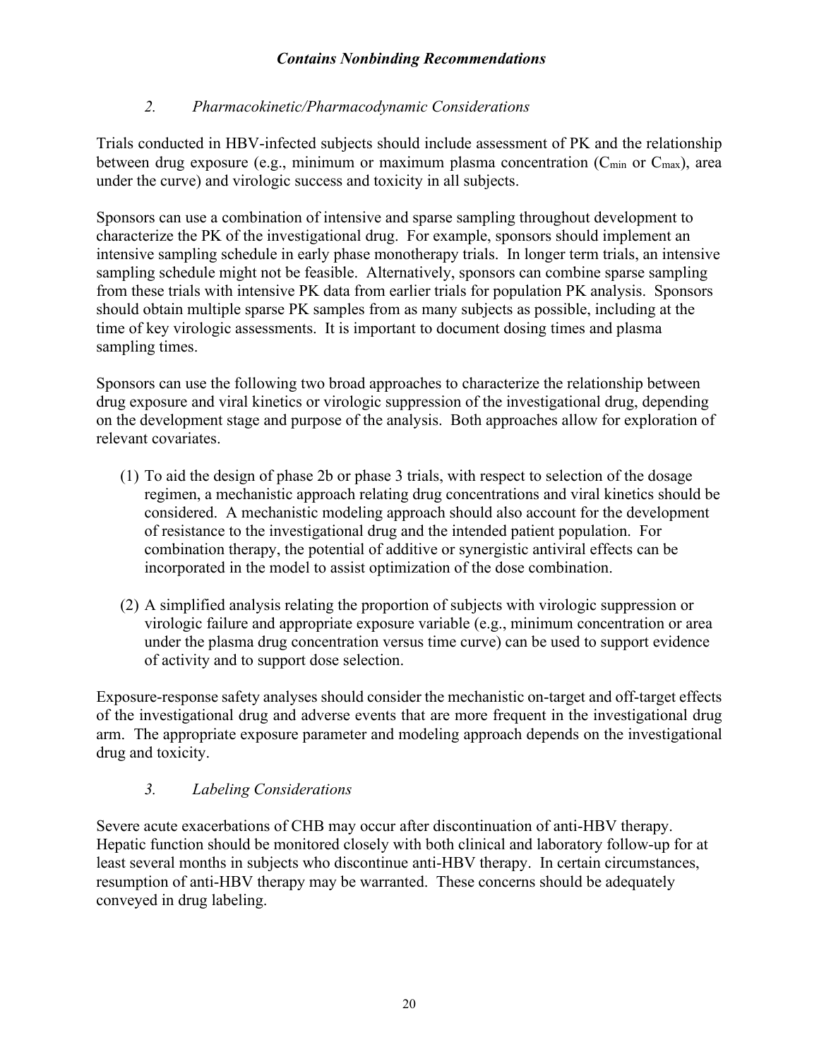### *2. Pharmacokinetic/Pharmacodynamic Considerations*

Trials conducted in HBV-infected subjects should include assessment of PK and the relationship between drug exposure (e.g., minimum or maximum plasma concentration ($C_{min}$ or $C_{max}$), area under the curve) and virologic success and toxicity in all subjects.

Sponsors can use a combination of intensive and sparse sampling throughout development to characterize the PK of the investigational drug. For example, sponsors should implement an intensive sampling schedule in early phase monotherapy trials. In longer term trials, an intensive sampling schedule might not be feasible. Alternatively, sponsors can combine sparse sampling from these trials with intensive PK data from earlier trials for population PK analysis. Sponsors should obtain multiple sparse PK samples from as many subjects as possible, including at the time of key virologic assessments. It is important to document dosing times and plasma sampling times.

Sponsors can use the following two broad approaches to characterize the relationship between drug exposure and viral kinetics or virologic suppression of the investigational drug, depending on the development stage and purpose of the analysis. Both approaches allow for exploration of relevant covariates.

(1) To aid the design of phase 2b or phase 3 trials, with respect to selection of the dosage regimen, a mechanistic approach relating drug concentrations and viral kinetics should be considered. A mechanistic modeling approach should also account for the development of resistance to the investigational drug and the intended patient population. For combination therapy, the potential of additive or synergistic antiviral effects can be incorporated in the model to assist optimization of the dose combination.

(2) A simplified analysis relating the proportion of subjects with virologic suppression or virologic failure and appropriate exposure variable (e.g., minimum concentration or area under the plasma drug concentration versus time curve) can be used to support evidence of activity and to support dose selection.

Exposure-response safety analyses should consider the mechanistic on-target and off-target effects of the investigational drug and adverse events that are more frequent in the investigational drug arm. The appropriate exposure parameter and modeling approach depends on the investigational drug and toxicity.

### *3. Labeling Considerations*

Severe acute exacerbations of CHB may occur after discontinuation of anti-HBV therapy. Hepatic function should be monitored closely with both clinical and laboratory follow-up for at least several months in subjects who discontinue anti-HBV therapy. In certain circumstances, resumption of anti-HBV therapy may be warranted. These concerns should be adequately conveyed in drug labeling.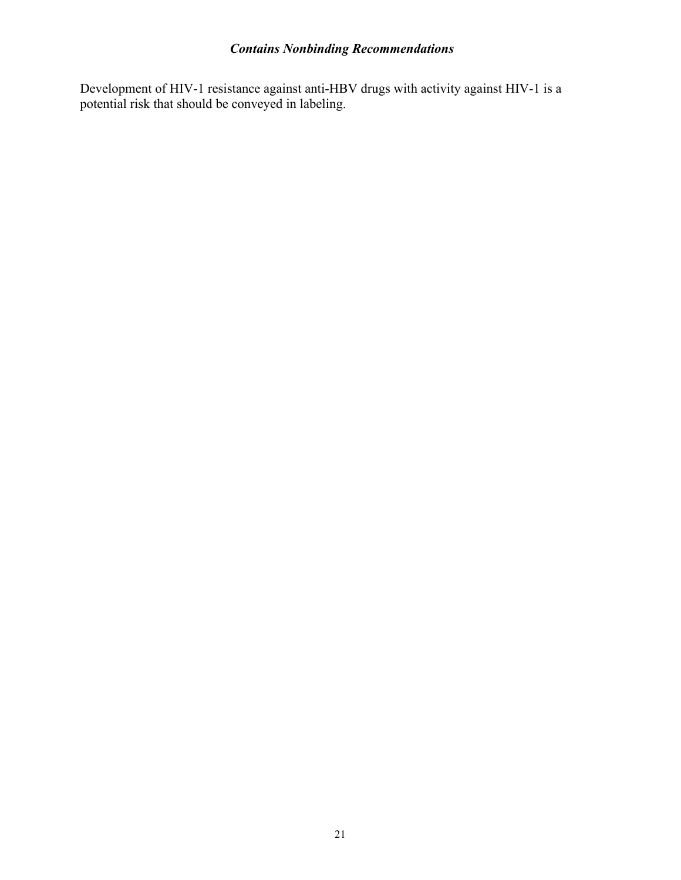Development of HIV-1 resistance against anti-HBV drugs with activity against HIV-1 is a potential risk that should be conveyed in labeling.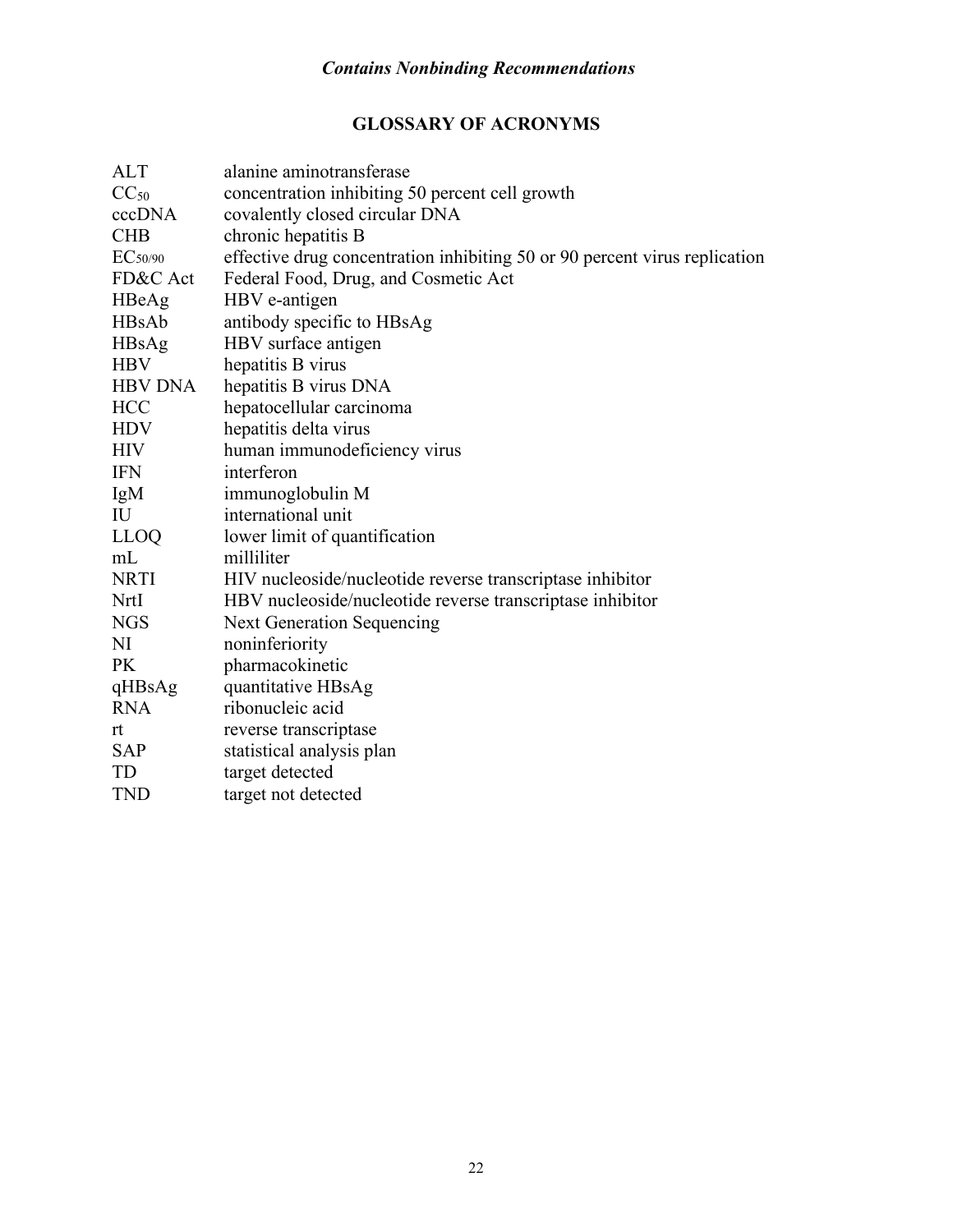*Contains Nonbinding Recommendations*

## GLOSSARY OF ACRONYMS

| | |
|---|---|
| ALT | alanine aminotransferase |
| $CC_{50}$ | concentration inhibiting 50 percent cell growth |
| cccDNA | covalently closed circular DNA |
| CHB | chronic hepatitis B |
| $EC_{50/90}$ | effective drug concentration inhibiting 50 or 90 percent virus replication |
| FD&C Act | Federal Food, Drug, and Cosmetic Act |
| HBeAg | HBV e-antigen |
| HBsAb | antibody specific to HBsAg |
| HBsAg | HBV surface antigen |
| HBV | hepatitis B virus |
| HBV DNA | hepatitis B virus DNA |
| HCC | hepatocellular carcinoma |
| HDV | hepatitis delta virus |
| HIV | human immunodeficiency virus |
| IFN | interferon |
| IgM | immunoglobulin M |
| IU | international unit |
| LLOQ | lower limit of quantification |
| mL | milliliter |
| NRTI | HIV nucleoside/nucleotide reverse transcriptase inhibitor |
| NrtI | HBV nucleoside/nucleotide reverse transcriptase inhibitor |
| NGS | Next Generation Sequencing |
| NI | noninferiority |
| PK | pharmacokinetic |
| qHBsAg | quantitative HBsAg |
| RNA | ribonucleic acid |
| rt | reverse transcriptase |
| SAP | statistical analysis plan |
| TD | target detected |
| TND | target not detected |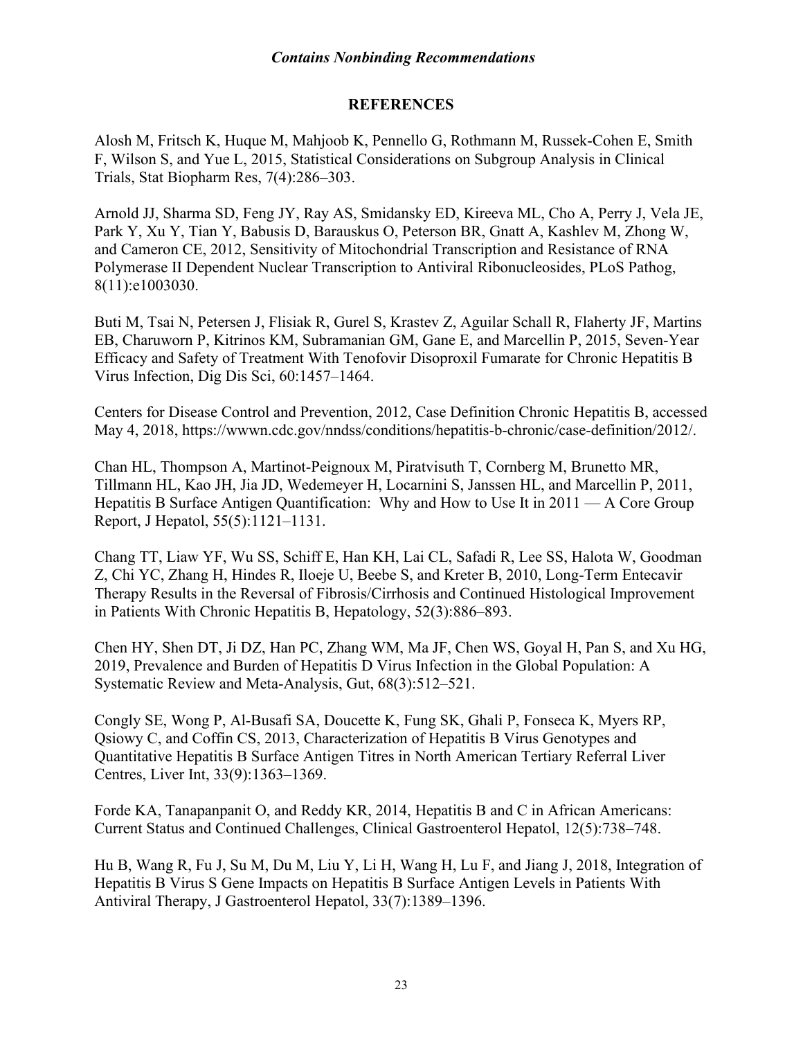## REFERENCES

Alosh M, Fritsch K, Huque M, Mahjoob K, Pennello G, Rothmann M, Russek-Cohen E, Smith F, Wilson S, and Yue L, 2015, Statistical Considerations on Subgroup Analysis in Clinical Trials, Stat Biopharm Res, 7(4):286–303.

Arnold JJ, Sharma SD, Feng JY, Ray AS, Smidansky ED, Kireeva ML, Cho A, Perry J, Vela JE, Park Y, Xu Y, Tian Y, Babusis D, Barauskus O, Peterson BR, Gnatt A, Kashlev M, Zhong W, and Cameron CE, 2012, Sensitivity of Mitochondrial Transcription and Resistance of RNA Polymerase II Dependent Nuclear Transcription to Antiviral Ribonucleosides, PLoS Pathog, 8(11):e1003030.

Buti M, Tsai N, Petersen J, Flisiak R, Gurel S, Krastev Z, Aguilar Schall R, Flaherty JF, Martins EB, Charuworn P, Kitrinos KM, Subramanian GM, Gane E, and Marcellin P, 2015, Seven-Year Efficacy and Safety of Treatment With Tenofovir Disoproxil Fumarate for Chronic Hepatitis B Virus Infection, Dig Dis Sci, 60:1457–1464.

Centers for Disease Control and Prevention, 2012, Case Definition Chronic Hepatitis B, accessed May 4, 2018, https://wwwn.cdc.gov/nndss/conditions/hepatitis-b-chronic/case-definition/2012/.

Chan HL, Thompson A, Martinot-Peignoux M, Piratvisuth T, Cornberg M, Brunetto MR, Tillmann HL, Kao JH, Jia JD, Wedemeyer H, Locarnini S, Janssen HL, and Marcellin P, 2011, Hepatitis B Surface Antigen Quantification: Why and How to Use It in 2011 — A Core Group Report, J Hepatol, 55(5):1121–1131.

Chang TT, Liaw YF, Wu SS, Schiff E, Han KH, Lai CL, Safadi R, Lee SS, Halota W, Goodman Z, Chi YC, Zhang H, Hindes R, Iloeje U, Beebe S, and Kreter B, 2010, Long-Term Entecavir Therapy Results in the Reversal of Fibrosis/Cirrhosis and Continued Histological Improvement in Patients With Chronic Hepatitis B, Hepatology, 52(3):886–893.

Chen HY, Shen DT, Ji DZ, Han PC, Zhang WM, Ma JF, Chen WS, Goyal H, Pan S, and Xu HG, 2019, Prevalence and Burden of Hepatitis D Virus Infection in the Global Population: A Systematic Review and Meta-Analysis, Gut, 68(3):512–521.

Congly SE, Wong P, Al-Busafi SA, Doucette K, Fung SK, Ghali P, Fonseca K, Myers RP, Qsiowy C, and Coffin CS, 2013, Characterization of Hepatitis B Virus Genotypes and Quantitative Hepatitis B Surface Antigen Titres in North American Tertiary Referral Liver Centres, Liver Int, 33(9):1363–1369.

Forde KA, Tanapanpanit O, and Reddy KR, 2014, Hepatitis B and C in African Americans: Current Status and Continued Challenges, Clinical Gastroenterol Hepatol, 12(5):738–748.

Hu B, Wang R, Fu J, Su M, Du M, Liu Y, Li H, Wang H, Lu F, and Jiang J, 2018, Integration of Hepatitis B Virus S Gene Impacts on Hepatitis B Surface Antigen Levels in Patients With Antiviral Therapy, J Gastroenterol Hepatol, 33(7):1389–1396.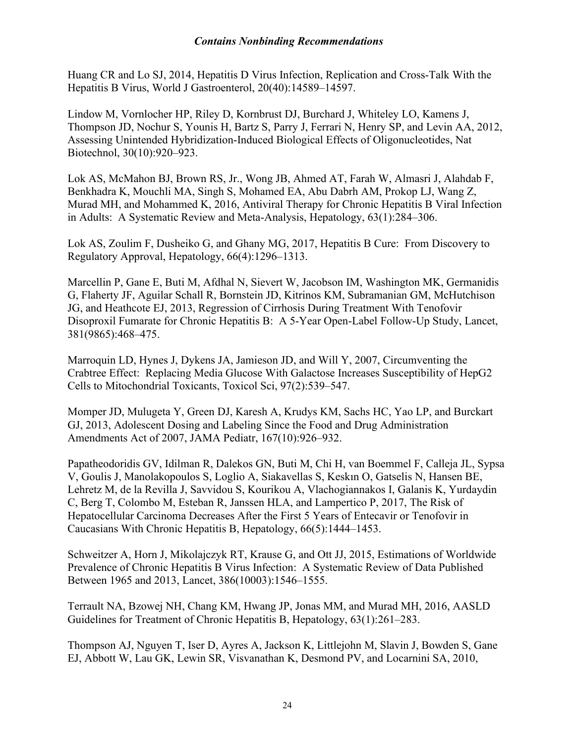Huang CR and Lo SJ, 2014, Hepatitis D Virus Infection, Replication and Cross-Talk With the Hepatitis B Virus, World J Gastroenterol, 20(40):14589–14597.

Lindow M, Vornlocher HP, Riley D, Kornbrust DJ, Burchard J, Whiteley LO, Kamens J, Thompson JD, Nochur S, Younis H, Bartz S, Parry J, Ferrari N, Henry SP, and Levin AA, 2012, Assessing Unintended Hybridization-Induced Biological Effects of Oligonucleotides, Nat Biotechnol, 30(10):920–923.

Lok AS, McMahon BJ, Brown RS, Jr., Wong JB, Ahmed AT, Farah W, Almasri J, Alahdab F, Benkhadra K, Mouchli MA, Singh S, Mohamed EA, Abu Dabrh AM, Prokop LJ, Wang Z, Murad MH, and Mohammed K, 2016, Antiviral Therapy for Chronic Hepatitis B Viral Infection in Adults: A Systematic Review and Meta-Analysis, Hepatology, 63(1):284–306.

Lok AS, Zoulim F, Dusheiko G, and Ghany MG, 2017, Hepatitis B Cure: From Discovery to Regulatory Approval, Hepatology, 66(4):1296–1313.

Marcellin P, Gane E, Buti M, Afdhal N, Sievert W, Jacobson IM, Washington MK, Germanidis G, Flaherty JF, Aguilar Schall R, Bornstein JD, Kitrinos KM, Subramanian GM, McHutchison JG, and Heathcote EJ, 2013, Regression of Cirrhosis During Treatment With Tenofovir Disoproxil Fumarate for Chronic Hepatitis B: A 5-Year Open-Label Follow-Up Study, Lancet, 381(9865):468–475.

Marroquin LD, Hynes J, Dykens JA, Jamieson JD, and Will Y, 2007, Circumventing the Crabtree Effect: Replacing Media Glucose With Galactose Increases Susceptibility of HepG2 Cells to Mitochondrial Toxicants, Toxicol Sci, 97(2):539–547.

Momper JD, Mulugeta Y, Green DJ, Karesh A, Krudys KM, Sachs HC, Yao LP, and Burckart GJ, 2013, Adolescent Dosing and Labeling Since the Food and Drug Administration Amendments Act of 2007, JAMA Pediatr, 167(10):926–932.

Papatheodoridis GV, Idilman R, Dalekos GN, Buti M, Chi H, van Boemmel F, Calleja JL, Sypsa V, Goulis J, Manolakopoulos S, Loglio A, Siakavellas S, Keskın O, Gatselis N, Hansen BE, Lehretz M, de la Revilla J, Savvidou S, Kourikou A, Vlachogiannakos I, Galanis K, Yurdaydin C, Berg T, Colombo M, Esteban R, Janssen HLA, and Lampertico P, 2017, The Risk of Hepatocellular Carcinoma Decreases After the First 5 Years of Entecavir or Tenofovir in Caucasians With Chronic Hepatitis B, Hepatology, 66(5):1444–1453.

Schweitzer A, Horn J, Mikolajczyk RT, Krause G, and Ott JJ, 2015, Estimations of Worldwide Prevalence of Chronic Hepatitis B Virus Infection: A Systematic Review of Data Published Between 1965 and 2013, Lancet, 386(10003):1546–1555.

Terrault NA, Bzowej NH, Chang KM, Hwang JP, Jonas MM, and Murad MH, 2016, AASLD Guidelines for Treatment of Chronic Hepatitis B, Hepatology, 63(1):261–283.

Thompson AJ, Nguyen T, Iser D, Ayres A, Jackson K, Littlejohn M, Slavin J, Bowden S, Gane EJ, Abbott W, Lau GK, Lewin SR, Visvanathan K, Desmond PV, and Locarnini SA, 2010,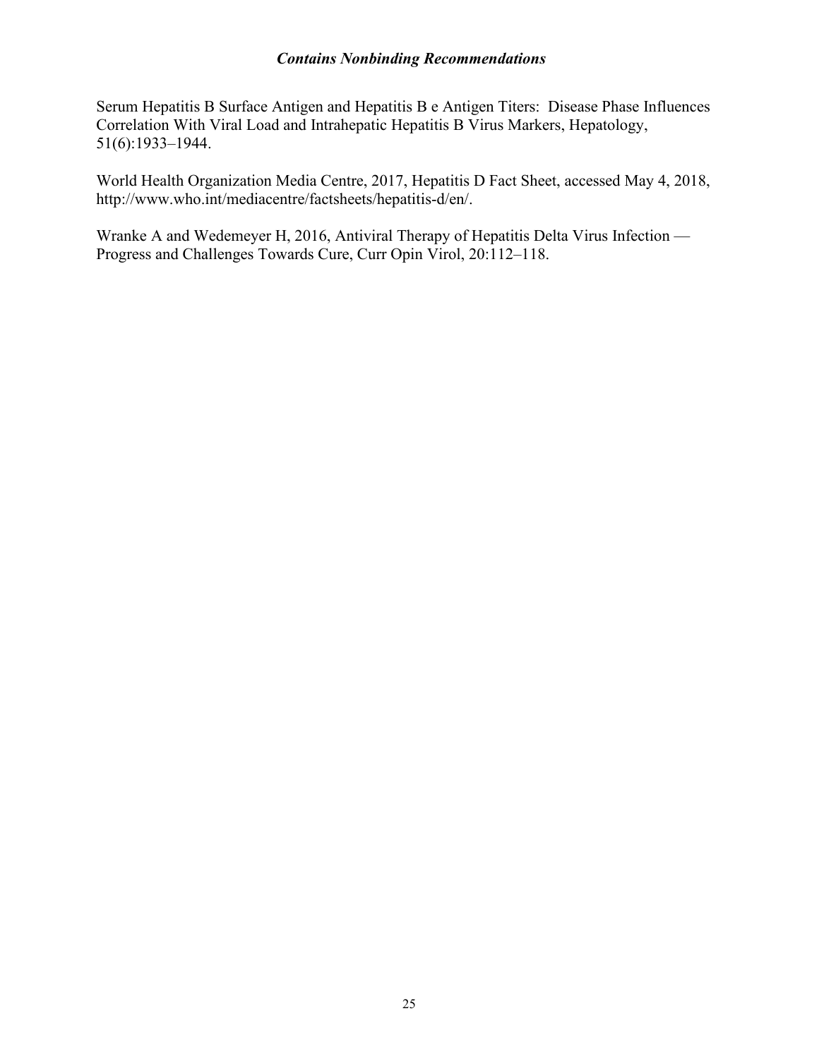Serum Hepatitis B Surface Antigen and Hepatitis B e Antigen Titers: Disease Phase Influences Correlation With Viral Load and Intrahepatic Hepatitis B Virus Markers, Hepatology, 51(6):1933–1944.

World Health Organization Media Centre, 2017, Hepatitis D Fact Sheet, accessed May 4, 2018, http://www.who.int/mediacentre/factsheets/hepatitis-d/en/.

Wranke A and Wedemeyer H, 2016, Antiviral Therapy of Hepatitis Delta Virus Infection — Progress and Challenges Towards Cure, Curr Opin Virol, 20:112–118.